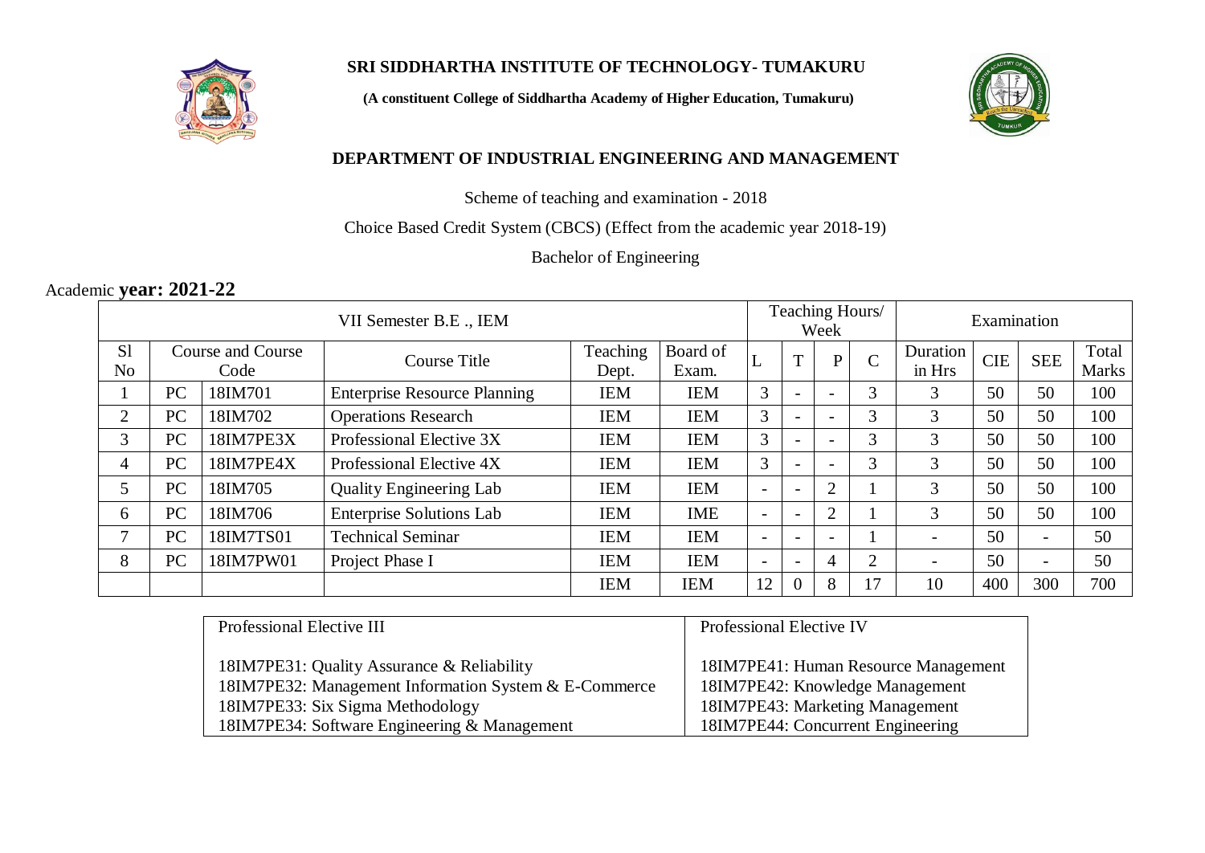# SRI SIDDHARTHA INSTITUTE OF TECHNOLOGY- TUMAKURU

**(A constituent College of Siddhartha Academy of Higher Education, Tumakuru)**

## DEPARTMENT OF INDUSTRIAL ENGINEERING AND MANAGEMENT

Scheme of teaching and examination - 2018

Choice Based Credit System (CBCS) (Effect from the academic year 2018-19)

Bachelor of Engineering

Academic **year: 2021-22**

| VII Semester B.E ., IEM | | | | | | Teaching Hours/ Week | | | | Examination | | | |
|---|---|---|---|---|---|---|---|---|---|---|---|---|---|
| Sl No | Course and Course Code | | Course Title | Teaching Dept. | Board of Exam. | L | T | P | C | Duration in Hrs | CIE | SEE | Total Marks |
| 1 | PC | 18IM701 | Enterprise Resource Planning | IEM | IEM | 3 | - | - | 3 | 3 | 50 | 50 | 100 |
| 2 | PC | 18IM702 | Operations Research | IEM | IEM | 3 | - | - | 3 | 3 | 50 | 50 | 100 |
| 3 | PC | 18IM7PE3X | Professional Elective 3X | IEM | IEM | 3 | - | - | 3 | 3 | 50 | 50 | 100 |
| 4 | PC | 18IM7PE4X | Professional Elective 4X | IEM | IEM | 3 | - | - | 3 | 3 | 50 | 50 | 100 |
| 5 | PC | 18IM705 | Quality Engineering Lab | IEM | IEM | - | - | 2 | 1 | 3 | 50 | 50 | 100 |
| 6 | PC | 18IM706 | Enterprise Solutions Lab | IEM | IME | - | - | 2 | 1 | 3 | 50 | 50 | 100 |
| 7 | PC | 18IM7TS01 | Technical Seminar | IEM | IEM | - | - | - | 1 | - | 50 | - | 50 |
| 8 | PC | 18IM7PW01 | Project Phase I | IEM | IEM | - | - | 4 | 2 | - | 50 | - | 50 |
| | | | | IEM | IEM | 12 | 0 | 8 | 17 | 10 | 400 | 300 | 700 |

| Professional Elective III | Professional Elective IV |
|---|---|
| 18IM7PE31: Quality Assurance & Reliability | 18IM7PE41: Human Resource Management |
| 18IM7PE32: Management Information System & E-Commerce | 18IM7PE42: Knowledge Management |
| 18IM7PE33: Six Sigma Methodology | 18IM7PE43: Marketing Management |
| 18IM7PE34: Software Engineering & Management | 18IM7PE44: Concurrent Engineering |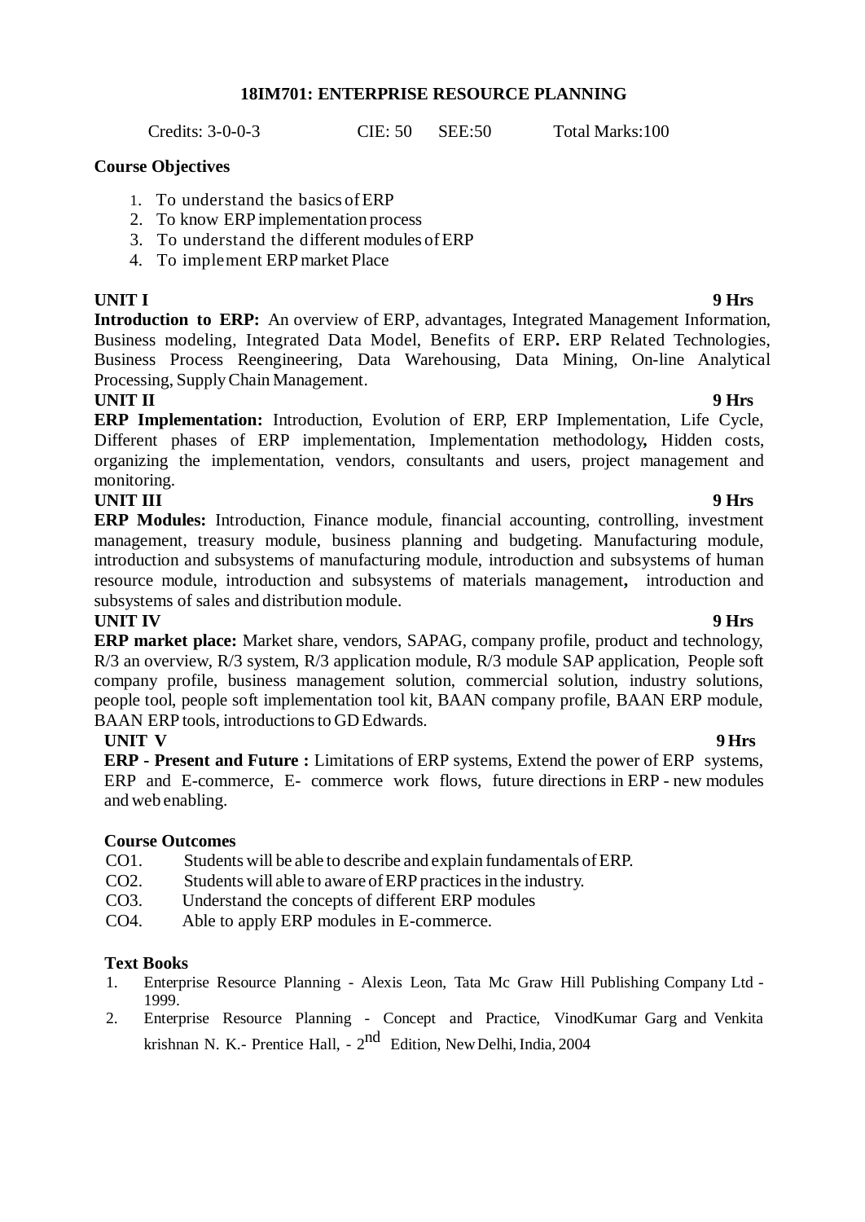# 18IM701: ENTERPRISE RESOURCE PLANNING

Credits: 3-0-0-3 CIE: 50 SEE:50 Total Marks:100

**Course Objectives**

1. To understand the basics of ERP
2. To know ERP implementation process
3. To understand the different modules of ERP
4. To implement ERP market Place

**UNIT I** **9 Hrs**

**Introduction to ERP:** An overview of ERP, advantages, Integrated Management Information, Business modeling, Integrated Data Model, Benefits of ERP**.** ERP Related Technologies, Business Process Reengineering, Data Warehousing, Data Mining, On-line Analytical Processing, Supply Chain Management.

**UNIT II** **9 Hrs**

**ERP Implementation:** Introduction, Evolution of ERP, ERP Implementation, Life Cycle, Different phases of ERP implementation, Implementation methodology**,** Hidden costs, organizing the implementation, vendors, consultants and users, project management and monitoring.

**UNIT III** **9 Hrs**

**ERP Modules:** Introduction, Finance module, financial accounting, controlling, investment management, treasury module, business planning and budgeting. Manufacturing module, introduction and subsystems of manufacturing module, introduction and subsystems of human resource module, introduction and subsystems of materials management**,** introduction and subsystems of sales and distribution module.

**UNIT IV** **9 Hrs**

**ERP market place:** Market share, vendors, SAPAG, company profile, product and technology, R/3 an overview, R/3 system, R/3 application module, R/3 module SAP application, People soft company profile, business management solution, commercial solution, industry solutions, people tool, people soft implementation tool kit, BAAN company profile, BAAN ERP module, BAAN ERP tools, introductions to GD Edwards.

**UNIT V** **9 Hrs**

**ERP - Present and Future :** Limitations of ERP systems, Extend the power of ERP systems, ERP and E-commerce, E- commerce work flows, future directions in ERP - new modules and web enabling.

**Course Outcomes**

CO1. Students will be able to describe and explain fundamentals of ERP.

CO2. Students will able to aware of ERP practices in the industry.

CO3. Understand the concepts of different ERP modules

CO4. Able to apply ERP modules in E-commerce.

**Text Books**

1. Enterprise Resource Planning - Alexis Leon, Tata Mc Graw Hill Publishing Company Ltd - 1999.
2. Enterprise Resource Planning - Concept and Practice, VinodKumar Garg and Venkita krishnan N. K.- Prentice Hall, - 2nd Edition, New Delhi, India, 2004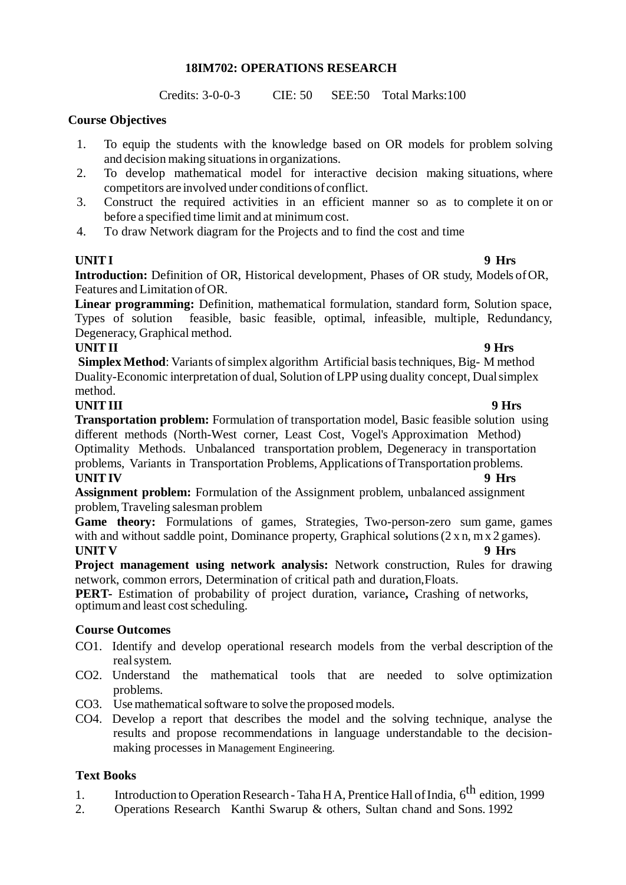# 18IM702: OPERATIONS RESEARCH

Credits: 3-0-0-3 CIE: 50 SEE:50 Total Marks:100

## Course Objectives

1. To equip the students with the knowledge based on OR models for problem solving and decision making situations in organizations.
2. To develop mathematical model for interactive decision making situations, where competitors are involved under conditions of conflict.
3. Construct the required activities in an efficient manner so as to complete it on or before a specified time limit and at minimum cost.
4. To draw Network diagram for the Projects and to find the cost and time

### UNIT I — 9 Hrs

**Introduction:** Definition of OR, Historical development, Phases of OR study, Models of OR, Features and Limitation of OR.

**Linear programming:** Definition, mathematical formulation, standard form, Solution space, Types of solution feasible, basic feasible, optimal, infeasible, multiple, Redundancy, Degeneracy, Graphical method.

### UNIT II — 9 Hrs

**Simplex Method**: Variants of simplex algorithm Artificial basis techniques, Big- M method Duality-Economic interpretation of dual, Solution of LPP using duality concept, Dual simplex method.

### UNIT III — 9 Hrs

**Transportation problem:** Formulation of transportation model, Basic feasible solution using different methods (North-West corner, Least Cost, Vogel's Approximation Method) Optimality Methods. Unbalanced transportation problem, Degeneracy in transportation problems, Variants in Transportation Problems, Applications of Transportation problems.

### UNIT IV — 9 Hrs

**Assignment problem:** Formulation of the Assignment problem, unbalanced assignment problem, Traveling salesman problem

**Game theory:** Formulations of games, Strategies, Two-person-zero sum game, games with and without saddle point, Dominance property, Graphical solutions (2 x n, m x 2 games).

### UNIT V — 9 Hrs

**Project management using network analysis:** Network construction, Rules for drawing network, common errors, Determination of critical path and duration, Floats.

**PERT-** Estimation of probability of project duration, variance**,** Crashing of networks, optimum and least cost scheduling.

## Course Outcomes

- CO1. Identify and develop operational research models from the verbal description of the real system.
- CO2. Understand the mathematical tools that are needed to solve optimization problems.
- CO3. Use mathematical software to solve the proposed models.
- CO4. Develop a report that describes the model and the solving technique, analyse the results and propose recommendations in language understandable to the decision-making processes in Management Engineering.

## Text Books

1. Introduction to Operation Research - Taha H A, Prentice Hall of India, 6th edition, 1999
2. Operations Research Kanthi Swarup & others, Sultan chand and Sons. 1992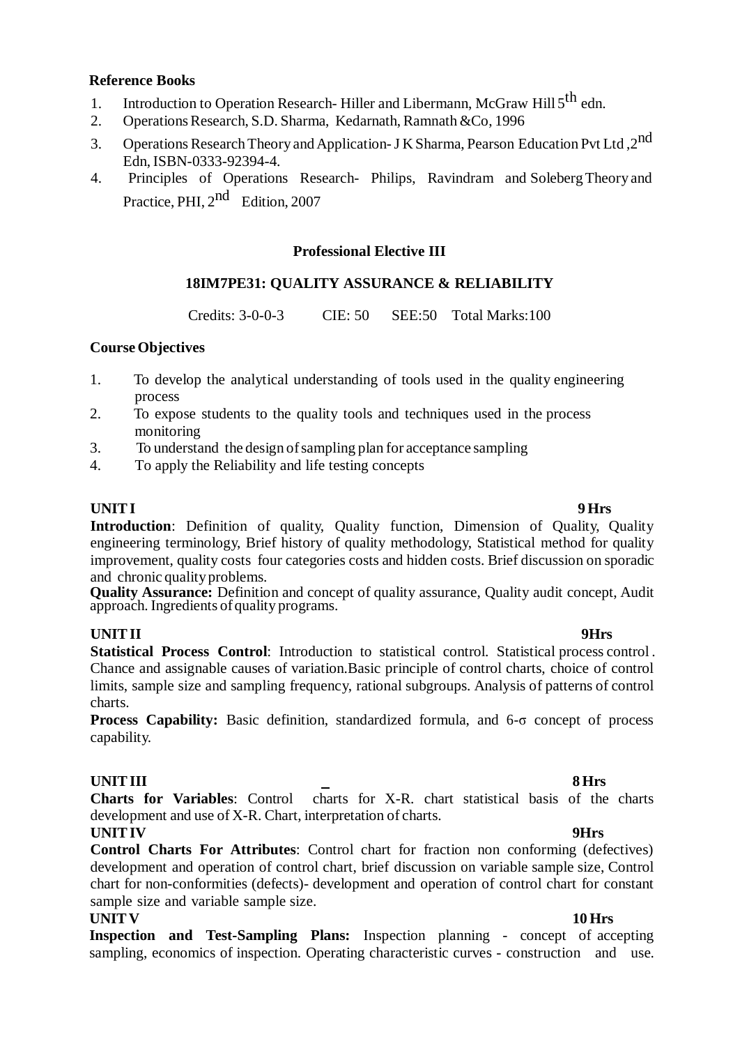**Reference Books**

1. Introduction to Operation Research- Hiller and Libermann, McGraw Hill 5$^{th}$ edn.
2. Operations Research, S.D. Sharma, Kedarnath, Ramnath &Co, 1996
3. Operations Research Theory and Application- J K Sharma, Pearson Education Pvt Ltd ,2$^{nd}$ Edn, ISBN-0333-92394-4.
4. Principles of Operations Research- Philips, Ravindram and Soleberg Theory and Practice, PHI, 2$^{nd}$ Edition, 2007

## Professional Elective III

## 18IM7PE31: QUALITY ASSURANCE & RELIABILITY

Credits: 3-0-0-3 CIE: 50 SEE:50 Total Marks:100

**Course Objectives**

1. To develop the analytical understanding of tools used in the quality engineering process
2. To expose students to the quality tools and techniques used in the process monitoring
3. To understand the design of sampling plan for acceptance sampling
4. To apply the Reliability and life testing concepts

**UNIT I** **9 Hrs**

**Introduction**: Definition of quality, Quality function, Dimension of Quality, Quality engineering terminology, Brief history of quality methodology, Statistical method for quality improvement, quality costs four categories costs and hidden costs. Brief discussion on sporadic and chronic quality problems.

**Quality Assurance:** Definition and concept of quality assurance, Quality audit concept, Audit approach. Ingredients of quality programs.

**UNIT II** **9Hrs**

**Statistical Process Control**: Introduction to statistical control. Statistical process control . Chance and assignable causes of variation.Basic principle of control charts, choice of control limits, sample size and sampling frequency, rational subgroups. Analysis of patterns of control charts.

**Process Capability:** Basic definition, standardized formula, and 6-σ concept of process capability.

**UNIT III** **8 Hrs**

**Charts for Variables**: Control charts for $\bar{X}$-R. chart statistical basis of the charts development and use of X-R. Chart, interpretation of charts.

**UNIT IV** **9Hrs**

**Control Charts For Attributes**: Control chart for fraction non conforming (defectives) development and operation of control chart, brief discussion on variable sample size, Control chart for non-conformities (defects)- development and operation of control chart for constant sample size and variable sample size.

**UNIT V** **10 Hrs**

**Inspection and Test-Sampling Plans:** Inspection planning - concept of accepting sampling, economics of inspection. Operating characteristic curves - construction and use.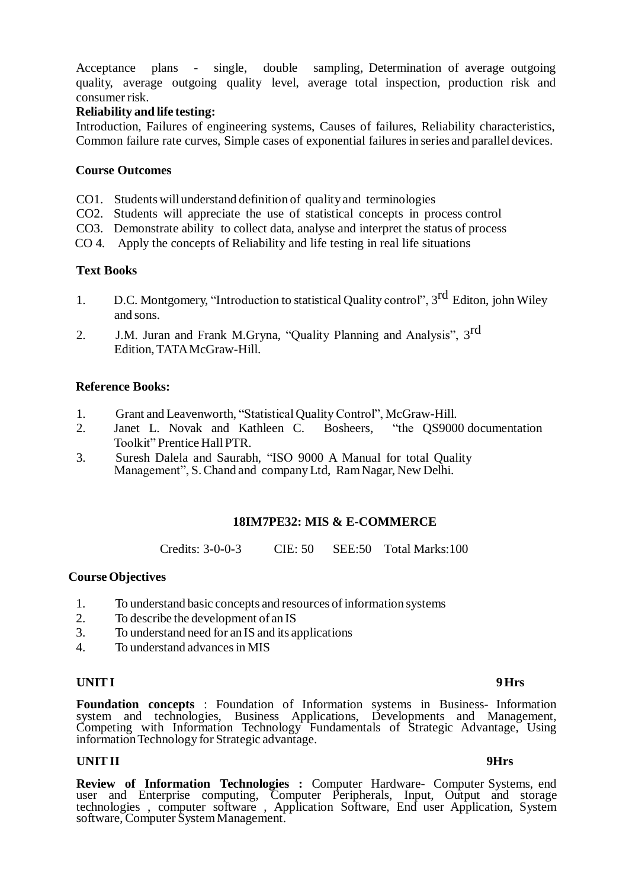Acceptance plans - single, double sampling, Determination of average outgoing quality, average outgoing quality level, average total inspection, production risk and consumer risk.

**Reliability and life testing:**

Introduction, Failures of engineering systems, Causes of failures, Reliability characteristics, Common failure rate curves, Simple cases of exponential failures in series and parallel devices.

### Course Outcomes

CO1. Students will understand definition of quality and terminologies

CO2. Students will appreciate the use of statistical concepts in process control

CO3. Demonstrate ability to collect data, analyse and interpret the status of process

CO 4. Apply the concepts of Reliability and life testing in real life situations

### Text Books

1. D.C. Montgomery, "Introduction to statistical Quality control", 3rd Editon, john Wiley and sons.
2. J.M. Juran and Frank M.Gryna, "Quality Planning and Analysis", 3rd Edition, TATA McGraw-Hill.

### Reference Books:

1. Grant and Leavenworth, "Statistical Quality Control", McGraw-Hill.
2. Janet L. Novak and Kathleen C. Bosheers, "the QS9000 documentation Toolkit" Prentice Hall PTR.
3. Suresh Dalela and Saurabh, "ISO 9000 A Manual for total Quality Management", S. Chand and company Ltd, Ram Nagar, New Delhi.

## 18IM7PE32: MIS & E-COMMERCE

Credits: 3-0-0-3 CIE: 50 SEE:50 Total Marks:100

### Course Objectives

1. To understand basic concepts and resources of information systems
2. To describe the development of an IS
3. To understand need for an IS and its applications
4. To understand advances in MIS

**UNIT I** **9 Hrs**

**Foundation concepts** : Foundation of Information systems in Business- Information system and technologies, Business Applications, Developments and Management, Competing with Information Technology Fundamentals of Strategic Advantage, Using information Technology for Strategic advantage.

**UNIT II** **9Hrs**

**Review of Information Technologies :** Computer Hardware- Computer Systems, end user and Enterprise computing, Computer Peripherals, Input, Output and storage technologies , computer software , Application Software, End user Application, System software, Computer System Management.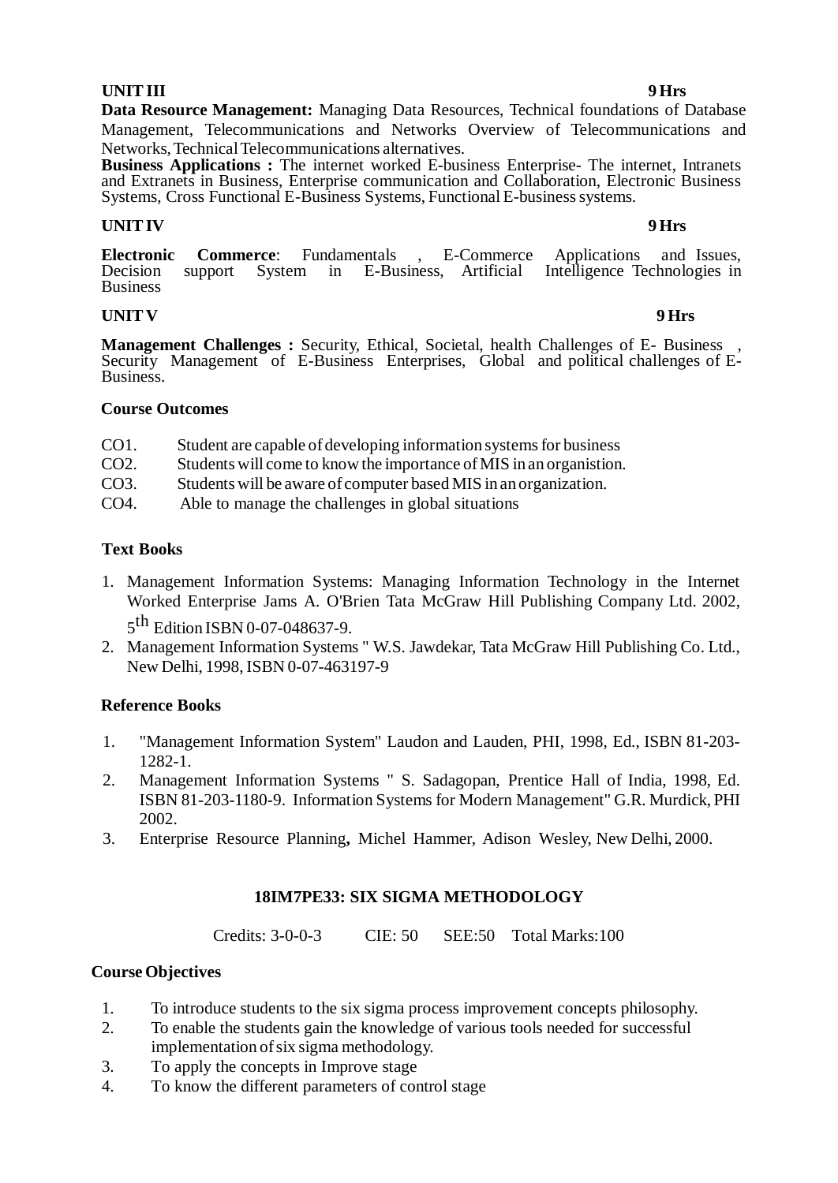**UNIT III** **9 Hrs**

**Data Resource Management:** Managing Data Resources, Technical foundations of Database Management, Telecommunications and Networks Overview of Telecommunications and Networks, Technical Telecommunications alternatives.

**Business Applications :** The internet worked E-business Enterprise- The internet, Intranets and Extranets in Business, Enterprise communication and Collaboration, Electronic Business Systems, Cross Functional E-Business Systems, Functional E-business systems.

**UNIT IV** **9 Hrs**

**Electronic Commerce**: Fundamentals , E-Commerce Applications and Issues, Decision support System in E-Business, Artificial Intelligence Technologies in Business

**UNIT V** **9 Hrs**

**Management Challenges :** Security, Ethical, Societal, health Challenges of E- Business , Security Management of E-Business Enterprises, Global and political challenges of E-Business.

**Course Outcomes**

CO1. Student are capable of developing information systems for business
CO2. Students will come to know the importance of MIS in an organistion.
CO3. Students will be aware of computer based MIS in an organization.
CO4. Able to manage the challenges in global situations

**Text Books**

1. Management Information Systems: Managing Information Technology in the Internet Worked Enterprise Jams A. O'Brien Tata McGraw Hill Publishing Company Ltd. 2002, 5th Edition ISBN 0-07-048637-9.
2. Management Information Systems " W.S. Jawdekar, Tata McGraw Hill Publishing Co. Ltd., New Delhi, 1998, ISBN 0-07-463197-9

**Reference Books**

1. "Management Information System" Laudon and Lauden, PHI, 1998, Ed., ISBN 81-203-1282-1.
2. Management Information Systems " S. Sadagopan, Prentice Hall of India, 1998, Ed. ISBN 81-203-1180-9. Information Systems for Modern Management" G.R. Murdick, PHI 2002.
3. Enterprise Resource Planning**,** Michel Hammer, Adison Wesley, New Delhi, 2000.

## 18IM7PE33: SIX SIGMA METHODOLOGY

Credits: 3-0-0-3 CIE: 50 SEE:50 Total Marks:100

**Course Objectives**

1. To introduce students to the six sigma process improvement concepts philosophy.
2. To enable the students gain the knowledge of various tools needed for successful implementation of six sigma methodology.
3. To apply the concepts in Improve stage
4. To know the different parameters of control stage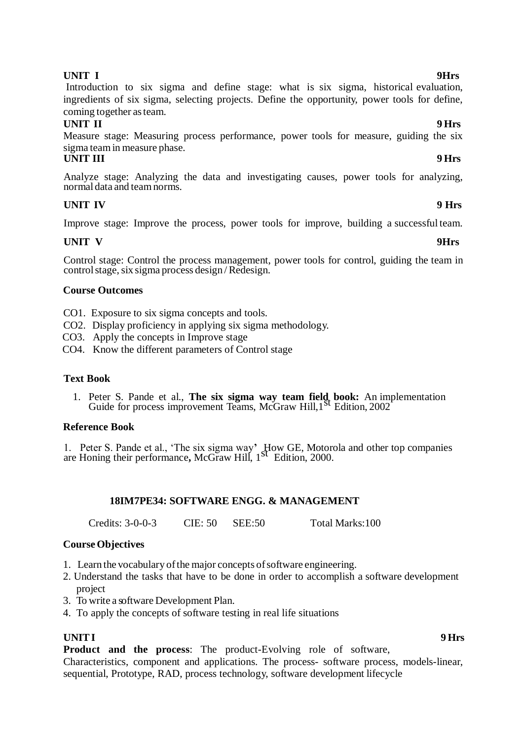**UNIT I** **9Hrs**

Introduction to six sigma and define stage: what is six sigma, historical evaluation, ingredients of six sigma, selecting projects. Define the opportunity, power tools for define, coming together as team.

**UNIT II** **9 Hrs**

Measure stage: Measuring process performance, power tools for measure, guiding the six sigma team in measure phase.

**UNIT III** **9 Hrs**

Analyze stage: Analyzing the data and investigating causes, power tools for analyzing, normal data and team norms.

**UNIT IV** **9 Hrs**

Improve stage: Improve the process, power tools for improve, building a successful team.

**UNIT V** **9Hrs**

Control stage: Control the process management, power tools for control, guiding the team in control stage, six sigma process design / Redesign.

**Course Outcomes**

CO1. Exposure to six sigma concepts and tools.
CO2. Display proficiency in applying six sigma methodology.
CO3. Apply the concepts in Improve stage
CO4. Know the different parameters of Control stage

**Text Book**

1. Peter S. Pande et al., **The six sigma way team field book:** An implementation Guide for process improvement Teams, McGraw Hill,1st Edition, 2002

**Reference Book**

1. Peter S. Pande et al., 'The six sigma way' How GE, Motorola and other top companies are Honing their performance**,** McGraw Hill, 1st Edition, 2000.

## 18IM7PE34: SOFTWARE ENGG. & MANAGEMENT

Credits: 3-0-0-3 CIE: 50 SEE:50 Total Marks:100

**Course Objectives**

1. Learn the vocabulary of the major concepts of software engineering.
2. Understand the tasks that have to be done in order to accomplish a software development project
3. To write a software Development Plan.
4. To apply the concepts of software testing in real life situations

**UNIT I** **9 Hrs**

**Product and the process**: The product-Evolving role of software, Characteristics, component and applications. The process- software process, models-linear, sequential, Prototype, RAD, process technology, software development lifecycle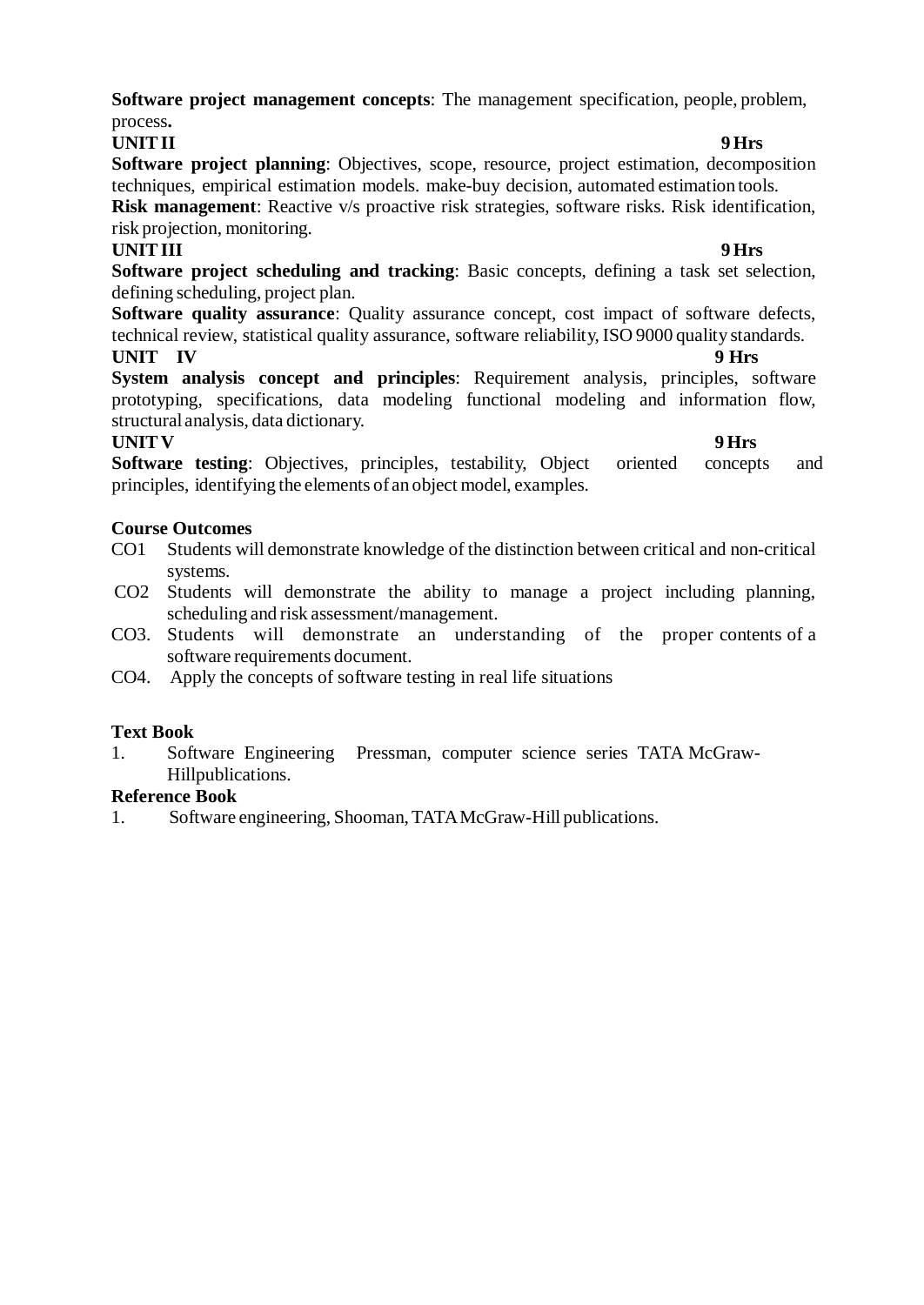**Software project management concepts**: The management specification, people, problem, process**.**

**UNIT II** **9 Hrs**

**Software project planning**: Objectives, scope, resource, project estimation, decomposition techniques, empirical estimation models. make-buy decision, automated estimation tools.

**Risk management**: Reactive v/s proactive risk strategies, software risks. Risk identification, risk projection, monitoring.

**UNIT III** **9 Hrs**

**Software project scheduling and tracking**: Basic concepts, defining a task set selection, defining scheduling, project plan.

**Software quality assurance**: Quality assurance concept, cost impact of software defects, technical review, statistical quality assurance, software reliability, ISO 9000 quality standards.

**UNIT IV** **9 Hrs**

**System analysis concept and principles**: Requirement analysis, principles, software prototyping, specifications, data modeling functional modeling and information flow, structural analysis, data dictionary.

**UNIT V** **9 Hrs**

**Software testing**: Objectives, principles, testability, Object oriented concepts and principles, identifying the elements of an object model, examples.

**Course Outcomes**

CO1 Students will demonstrate knowledge of the distinction between critical and non-critical systems.

CO2 Students will demonstrate the ability to manage a project including planning, scheduling and risk assessment/management.

CO3. Students will demonstrate an understanding of the proper contents of a software requirements document.

CO4. Apply the concepts of software testing in real life situations

**Text Book**

1. Software Engineering Pressman, computer science series TATA McGraw-Hillpublications.

**Reference Book**

1. Software engineering, Shooman, TATA McGraw-Hill publications.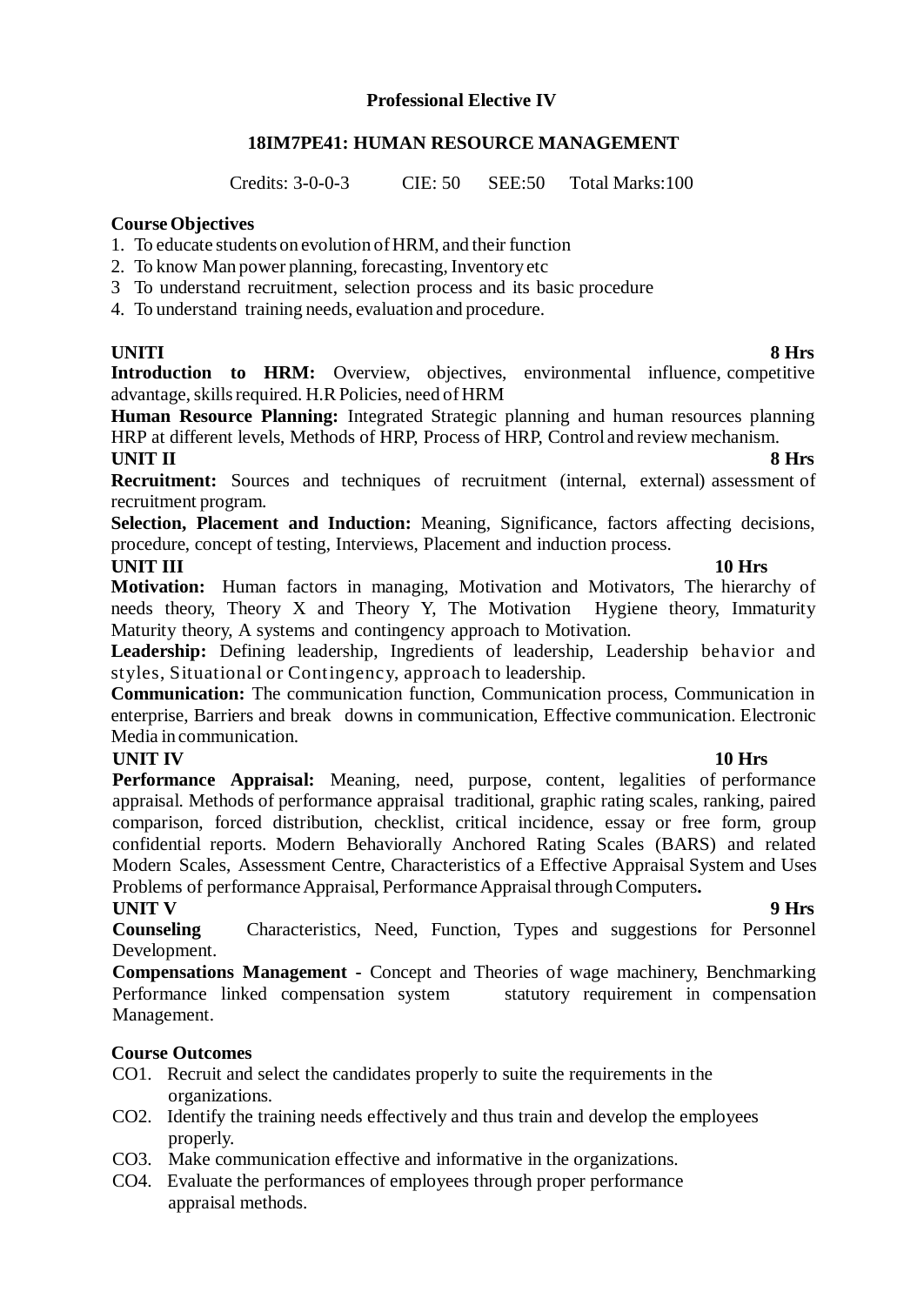## Professional Elective IV

### 18IM7PE41: HUMAN RESOURCE MANAGEMENT

Credits: 3-0-0-3 CIE: 50 SEE:50 Total Marks:100

**Course Objectives**

1. To educate students on evolution of HRM, and their function
2. To know Man power planning, forecasting, Inventory etc
3. To understand recruitment, selection process and its basic procedure
4. To understand training needs, evaluation and procedure.

**UNITI** **8 Hrs**

**Introduction to HRM:** Overview, objectives, environmental influence, competitive advantage, skills required. H.R Policies, need of HRM

**Human Resource Planning:** Integrated Strategic planning and human resources planning HRP at different levels, Methods of HRP, Process of HRP, Control and review mechanism.

**UNIT II** **8 Hrs**

**Recruitment:** Sources and techniques of recruitment (internal, external) assessment of recruitment program.

**Selection, Placement and Induction:** Meaning, Significance, factors affecting decisions, procedure, concept of testing, Interviews, Placement and induction process.

**UNIT III** **10 Hrs**

**Motivation:** Human factors in managing, Motivation and Motivators, The hierarchy of needs theory, Theory X and Theory Y, The Motivation Hygiene theory, Immaturity Maturity theory, A systems and contingency approach to Motivation.

**Leadership:** Defining leadership, Ingredients of leadership, Leadership behavior and styles, Situational or Contingency, approach to leadership.

**Communication:** The communication function, Communication process, Communication in enterprise, Barriers and break downs in communication, Effective communication. Electronic Media in communication.

**UNIT IV** **10 Hrs**

**Performance Appraisal:** Meaning, need, purpose, content, legalities of performance appraisal. Methods of performance appraisal traditional, graphic rating scales, ranking, paired comparison, forced distribution, checklist, critical incidence, essay or free form, group confidential reports. Modern Behaviorally Anchored Rating Scales (BARS) and related Modern Scales, Assessment Centre, Characteristics of a Effective Appraisal System and Uses Problems of performance Appraisal, Performance Appraisal through Computers**.**

**UNIT V** **9 Hrs**

**Counseling** Characteristics, Need, Function, Types and suggestions for Personnel Development.

**Compensations Management -** Concept and Theories of wage machinery, Benchmarking Performance linked compensation system statutory requirement in compensation Management.

**Course Outcomes**

CO1. Recruit and select the candidates properly to suite the requirements in the organizations.

CO2. Identify the training needs effectively and thus train and develop the employees properly.

CO3. Make communication effective and informative in the organizations.

CO4. Evaluate the performances of employees through proper performance appraisal methods.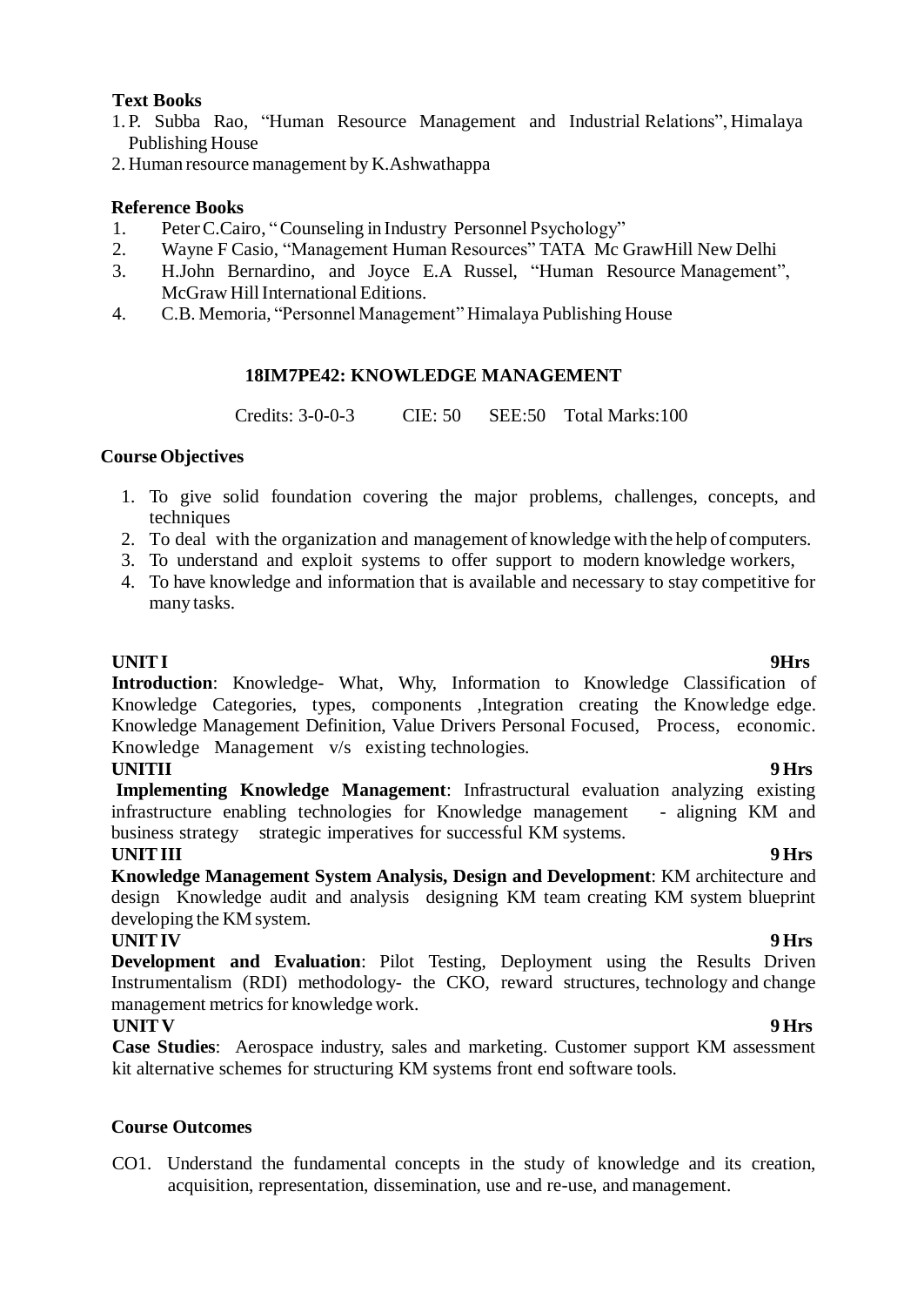**Text Books**

1. P. Subba Rao, "Human Resource Management and Industrial Relations", Himalaya Publishing House
2. Human resource management by K.Ashwathappa

**Reference Books**

1. Peter C.Cairo, " Counseling in Industry Personnel Psychology"
2. Wayne F Casio, "Management Human Resources" TATA Mc GrawHill New Delhi
3. H.John Bernardino, and Joyce E.A Russel, "Human Resource Management", McGraw Hill International Editions.
4. C.B. Memoria, "Personnel Management" Himalaya Publishing House

## 18IM7PE42: KNOWLEDGE MANAGEMENT

Credits: 3-0-0-3 CIE: 50 SEE:50 Total Marks:100

**Course Objectives**

1. To give solid foundation covering the major problems, challenges, concepts, and techniques
2. To deal with the organization and management of knowledge with the help of computers.
3. To understand and exploit systems to offer support to modern knowledge workers,
4. To have knowledge and information that is available and necessary to stay competitive for many tasks.

**UNIT I** **9Hrs**

**Introduction**: Knowledge- What, Why, Information to Knowledge Classification of Knowledge Categories, types, components ,Integration creating the Knowledge edge. Knowledge Management Definition, Value Drivers Personal Focused, Process, economic. Knowledge Management v/s existing technologies.

**UNITII** **9 Hrs**

**Implementing Knowledge Management**: Infrastructural evaluation analyzing existing infrastructure enabling technologies for Knowledge management - aligning KM and business strategy strategic imperatives for successful KM systems.

**UNIT III** **9 Hrs**

**Knowledge Management System Analysis, Design and Development**: KM architecture and design Knowledge audit and analysis designing KM team creating KM system blueprint developing the KM system.

**UNIT IV** **9 Hrs**

**Development and Evaluation**: Pilot Testing, Deployment using the Results Driven Instrumentalism (RDI) methodology- the CKO, reward structures, technology and change management metrics for knowledge work.

**UNIT V** **9 Hrs**

**Case Studies**: Aerospace industry, sales and marketing. Customer support KM assessment kit alternative schemes for structuring KM systems front end software tools.

**Course Outcomes**

CO1. Understand the fundamental concepts in the study of knowledge and its creation, acquisition, representation, dissemination, use and re-use, and management.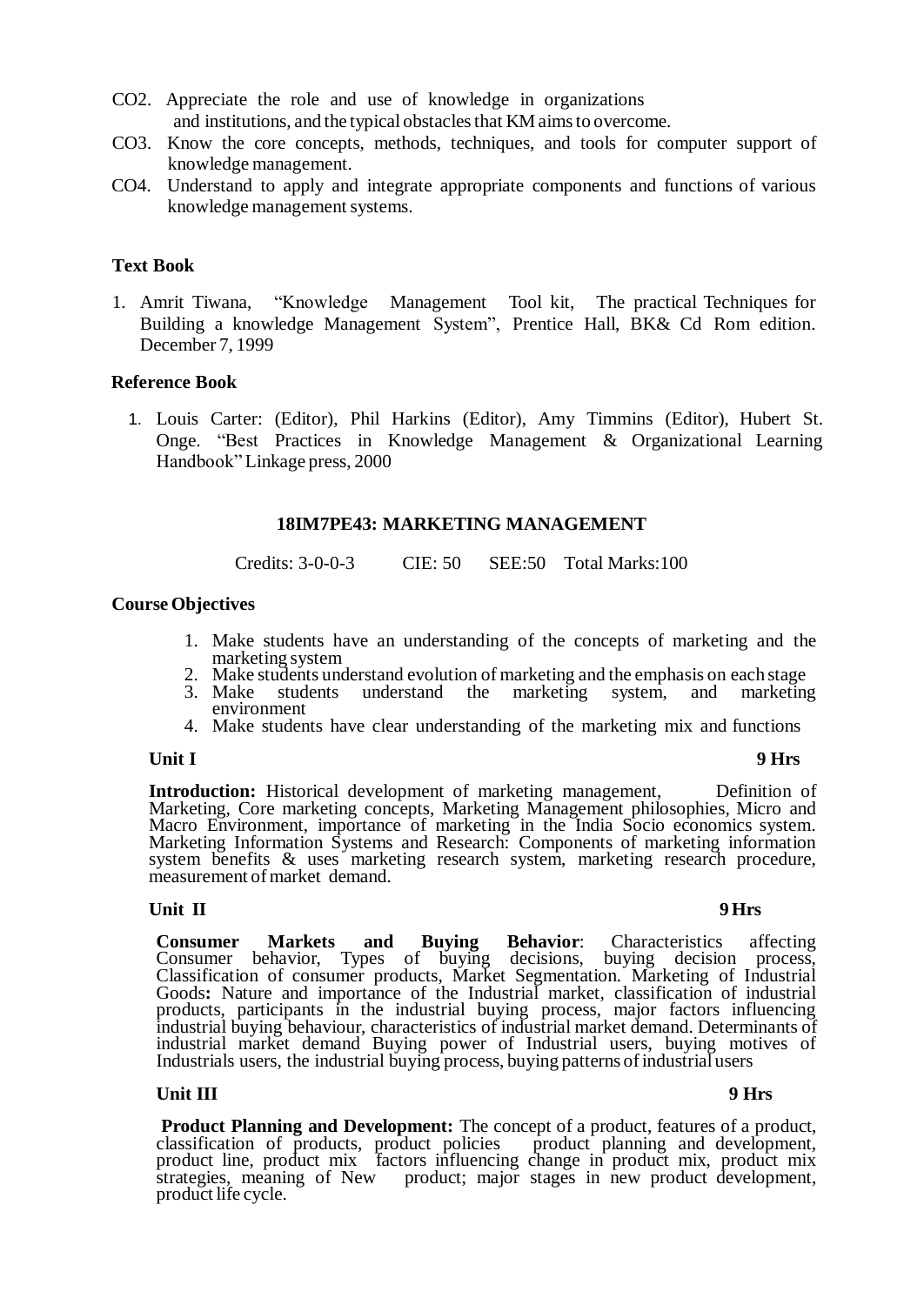CO2. Appreciate the role and use of knowledge in organizations and institutions, and the typical obstacles that KM aims to overcome.

CO3. Know the core concepts, methods, techniques, and tools for computer support of knowledge management.

CO4. Understand to apply and integrate appropriate components and functions of various knowledge management systems.

**Text Book**

1. Amrit Tiwana, "Knowledge Management Tool kit, The practical Techniques for Building a knowledge Management System", Prentice Hall, BK& Cd Rom edition. December 7, 1999

**Reference Book**

1. Louis Carter: (Editor), Phil Harkins (Editor), Amy Timmins (Editor), Hubert St. Onge. "Best Practices in Knowledge Management & Organizational Learning Handbook" Linkage press, 2000

## 18IM7PE43: MARKETING MANAGEMENT

Credits: 3-0-0-3 CIE: 50 SEE:50 Total Marks:100

**Course Objectives**

1. Make students have an understanding of the concepts of marketing and the marketing system
2. Make students understand evolution of marketing and the emphasis on each stage
3. Make students understand the marketing system, and marketing environment
4. Make students have clear understanding of the marketing mix and functions

**Unit I** **9 Hrs**

**Introduction:** Historical development of marketing management, Definition of Marketing, Core marketing concepts, Marketing Management philosophies, Micro and Macro Environment, importance of marketing in the India Socio economics system. Marketing Information Systems and Research: Components of marketing information system benefits & uses marketing research system, marketing research procedure, measurement of market demand.

**Unit II** **9 Hrs**

**Consumer Markets and Buying Behavior**: Characteristics affecting Consumer behavior, Types of buying decisions, buying decision process, Classification of consumer products, Market Segmentation. Marketing of Industrial Goods**:** Nature and importance of the Industrial market, classification of industrial products, participants in the industrial buying process, major factors influencing industrial buying behaviour, characteristics of industrial market demand. Determinants of industrial market demand Buying power of Industrial users, buying motives of Industrials users, the industrial buying process, buying patterns of industrial users

**Unit III** **9 Hrs**

**Product Planning and Development:** The concept of a product, features of a product, classification of products, product policies product planning and development, product line, product mix factors influencing change in product mix, product mix strategies, meaning of New product; major stages in new product development, product life cycle.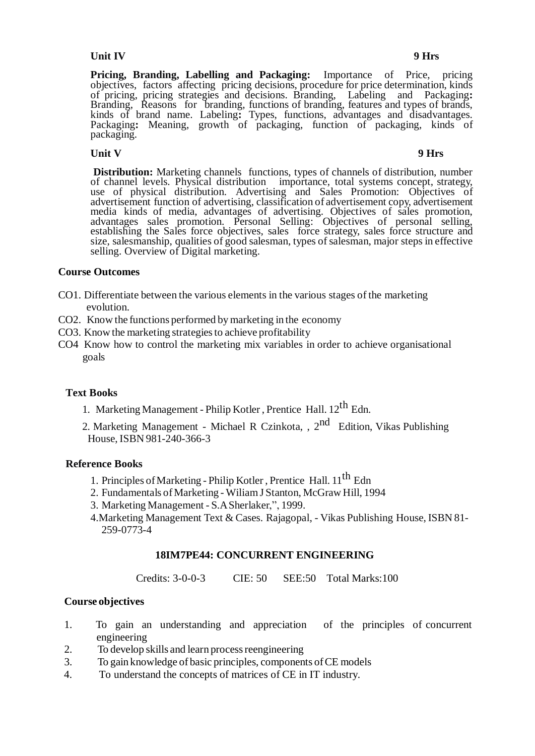**Unit IV** **9 Hrs**

**Pricing, Branding, Labelling and Packaging:** Importance of Price, pricing objectives, factors affecting pricing decisions, procedure for price determination, kinds of pricing, pricing strategies and decisions. Branding, Labeling and Packaging**:** Branding, Reasons for branding, functions of branding, features and types of brands, kinds of brand name. Labeling**:** Types, functions, advantages and disadvantages. Packaging**:** Meaning, growth of packaging, function of packaging, kinds of packaging.

**Unit V** **9 Hrs**

**Distribution:** Marketing channels functions, types of channels of distribution, number of channel levels. Physical distribution importance, total systems concept, strategy, use of physical distribution. Advertising and Sales Promotion: Objectives of advertisement function of advertising, classification of advertisement copy, advertisement media kinds of media, advantages of advertising. Objectives of sales promotion, advantages sales promotion. Personal Selling: Objectives of personal selling, establishing the Sales force objectives, sales force strategy, sales force structure and size, salesmanship, qualities of good salesman, types of salesman, major steps in effective selling. Overview of Digital marketing.

**Course Outcomes**

CO1. Differentiate between the various elements in the various stages of the marketing evolution.
CO2. Know the functions performed by marketing in the economy
CO3. Know the marketing strategies to achieve profitability
CO4 Know how to control the marketing mix variables in order to achieve organisational goals

**Text Books**

1. Marketing Management - Philip Kotler , Prentice Hall. 12th Edn.
2. Marketing Management - Michael R Czinkota, , 2nd Edition, Vikas Publishing House, ISBN 981-240-366-3

**Reference Books**

1. Principles of Marketing - Philip Kotler , Prentice Hall. 11th Edn
2. Fundamentals of Marketing - Wiliam J Stanton, McGraw Hill, 1994
3. Marketing Management - S.A Sherlaker,", 1999.
4. Marketing Management Text & Cases. Rajagopal, - Vikas Publishing House, ISBN 81-259-0773-4

## 18IM7PE44: CONCURRENT ENGINEERING

Credits: 3-0-0-3 CIE: 50 SEE:50 Total Marks:100

**Course objectives**

1. To gain an understanding and appreciation of the principles of concurrent engineering
2. To develop skills and learn process reengineering
3. To gain knowledge of basic principles, components of CE models
4. To understand the concepts of matrices of CE in IT industry.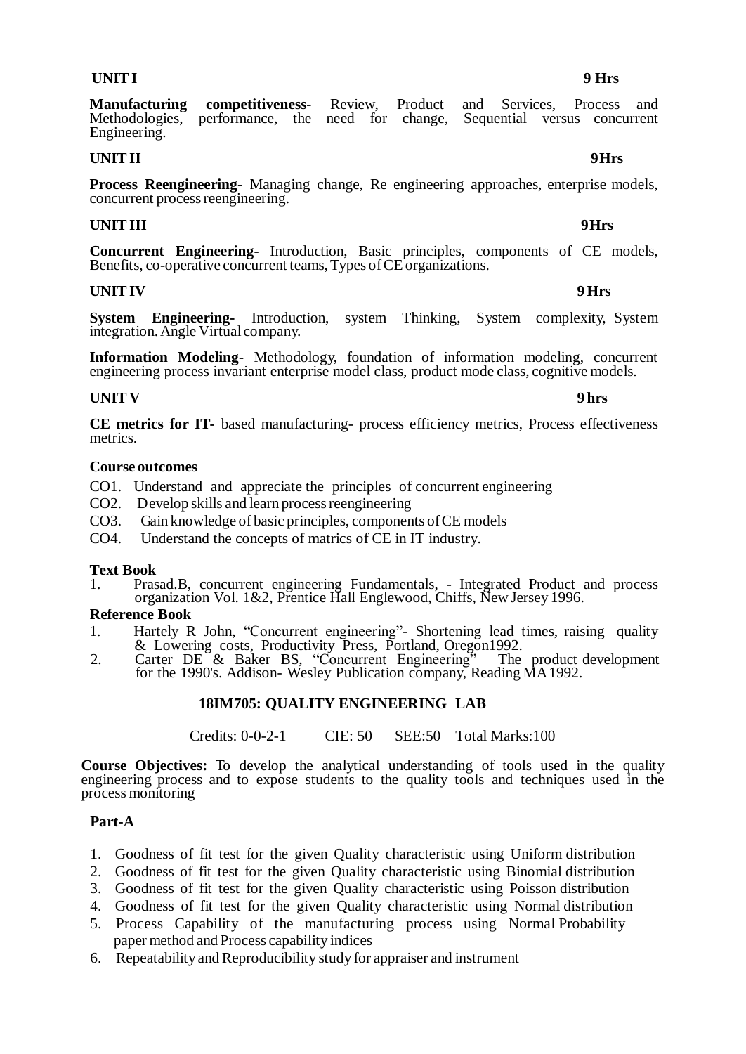**UNIT I** **9 Hrs**

**Manufacturing competitiveness-** Review, Product and Services, Process and Methodologies, performance, the need for change, Sequential versus concurrent Engineering.

**UNIT II** **9Hrs**

**Process Reengineering-** Managing change, Re engineering approaches, enterprise models, concurrent process reengineering.

**UNIT III** **9Hrs**

**Concurrent Engineering-** Introduction, Basic principles, components of CE models, Benefits, co-operative concurrent teams, Types of CE organizations.

**UNIT IV** **9 Hrs**

**System Engineering-** Introduction, system Thinking, System complexity, System integration. Angle Virtual company.

**Information Modeling-** Methodology, foundation of information modeling, concurrent engineering process invariant enterprise model class, product mode class, cognitive models.

**UNIT V** **9 hrs**

**CE metrics for IT-** based manufacturing- process efficiency metrics, Process effectiveness metrics.

**Course outcomes**

CO1. Understand and appreciate the principles of concurrent engineering
CO2. Develop skills and learn process reengineering
CO3. Gain knowledge of basic principles, components of CE models
CO4. Understand the concepts of matrics of CE in IT industry.

**Text Book**

1. Prasad.B, concurrent engineering Fundamentals, - Integrated Product and process organization Vol. 1&2, Prentice Hall Englewood, Chiffs, New Jersey 1996.

**Reference Book**

1. Hartely R John, "Concurrent engineering"- Shortening lead times, raising quality & Lowering costs, Productivity Press, Portland, Oregon1992.
2. Carter DE & Baker BS, "Concurrent Engineering" The product development for the 1990's. Addison- Wesley Publication company, Reading MA 1992.

## 18IM705: QUALITY ENGINEERING LAB

Credits: 0-0-2-1 CIE: 50 SEE:50 Total Marks:100

**Course Objectives:** To develop the analytical understanding of tools used in the quality engineering process and to expose students to the quality tools and techniques used in the process monitoring

**Part-A**

1. Goodness of fit test for the given Quality characteristic using Uniform distribution
2. Goodness of fit test for the given Quality characteristic using Binomial distribution
3. Goodness of fit test for the given Quality characteristic using Poisson distribution
4. Goodness of fit test for the given Quality characteristic using Normal distribution
5. Process Capability of the manufacturing process using Normal Probability paper method and Process capability indices
6. Repeatability and Reproducibility study for appraiser and instrument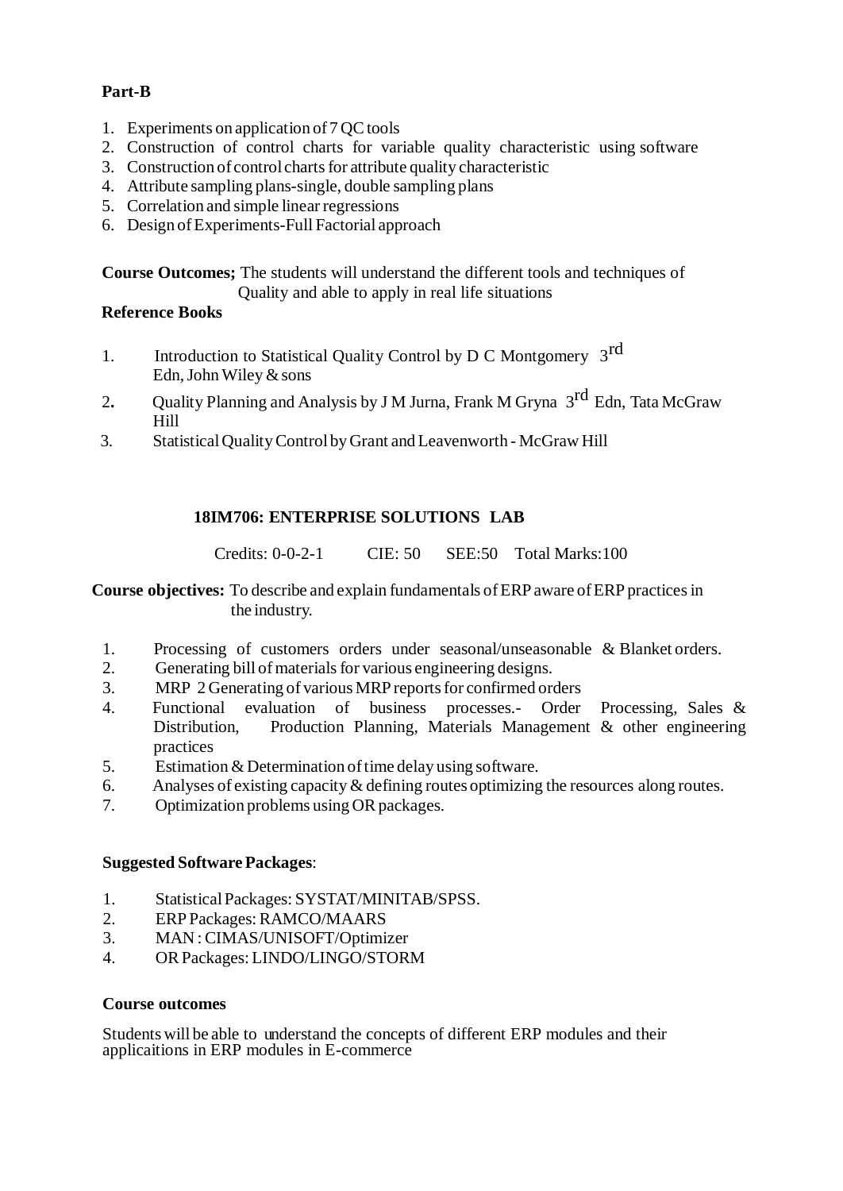**Part-B**

1. Experiments on application of 7 QC tools
2. Construction of control charts for variable quality characteristic using software
3. Construction of control charts for attribute quality characteristic
4. Attribute sampling plans-single, double sampling plans
5. Correlation and simple linear regressions
6. Design of Experiments-Full Factorial approach

**Course Outcomes;** The students will understand the different tools and techniques of Quality and able to apply in real life situations

**Reference Books**

1. Introduction to Statistical Quality Control by D C Montgomery 3rd Edn, John Wiley & sons
2. Quality Planning and Analysis by J M Jurna, Frank M Gryna 3rd Edn, Tata McGraw Hill
3. Statistical Quality Control by Grant and Leavenworth - McGraw Hill

## 18IM706: ENTERPRISE SOLUTIONS LAB

Credits: 0-0-2-1 CIE: 50 SEE:50 Total Marks:100

**Course objectives:** To describe and explain fundamentals of ERP aware of ERP practices in the industry.

1. Processing of customers orders under seasonal/unseasonable & Blanket orders.
2. Generating bill of materials for various engineering designs.
3. MRP 2 Generating of various MRP reports for confirmed orders
4. Functional evaluation of business processes.- Order Processing, Sales & Distribution, Production Planning, Materials Management & other engineering practices
5. Estimation & Determination of time delay using software.
6. Analyses of existing capacity & defining routes optimizing the resources along routes.
7. Optimization problems using OR packages.

**Suggested Software Packages**:

1. Statistical Packages: SYSTAT/MINITAB/SPSS.
2. ERP Packages: RAMCO/MAARS
3. MAN : CIMAS/UNISOFT/Optimizer
4. OR Packages: LINDO/LINGO/STORM

**Course outcomes**

Students will be able to understand the concepts of different ERP modules and their applicaitions in ERP modules in E-commerce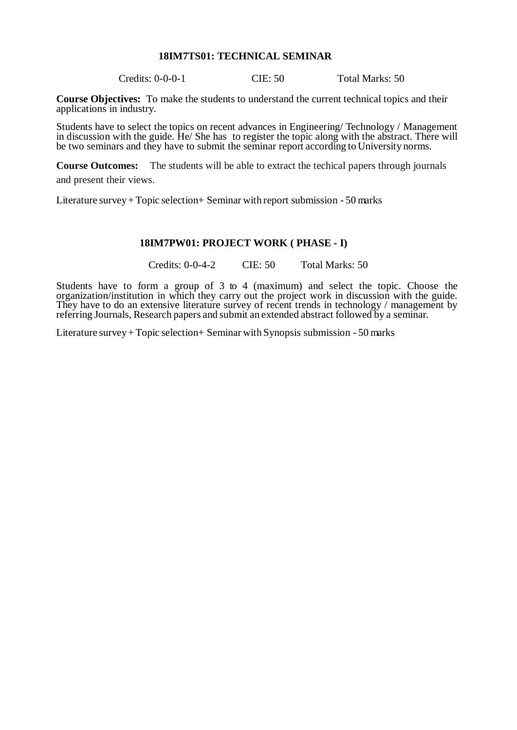### 18IM7TS01: TECHNICAL SEMINAR

Credits: 0-0-0-1 CIE: 50 Total Marks: 50

**Course Objectives:** To make the students to understand the current technical topics and their applications in industry.

Students have to select the topics on recent advances in Engineering/ Technology / Management in discussion with the guide. He/ She has to register the topic along with the abstract. There will be two seminars and they have to submit the seminar report according to University norms.

**Course Outcomes:** The students will be able to extract the techical papers through journals and present their views.

Literature survey + Topic selection+ Seminar with report submission - 50 marks

### 18IM7PW01: PROJECT WORK ( PHASE - I)

Credits: 0-0-4-2 CIE: 50 Total Marks: 50

Students have to form a group of 3 to 4 (maximum) and select the topic. Choose the organization/institution in which they carry out the project work in discussion with the guide. They have to do an extensive literature survey of recent trends in technology / management by referring Journals, Research papers and submit an extended abstract followed by a seminar.

Literature survey + Topic selection+ Seminar with Synopsis submission - 50 marks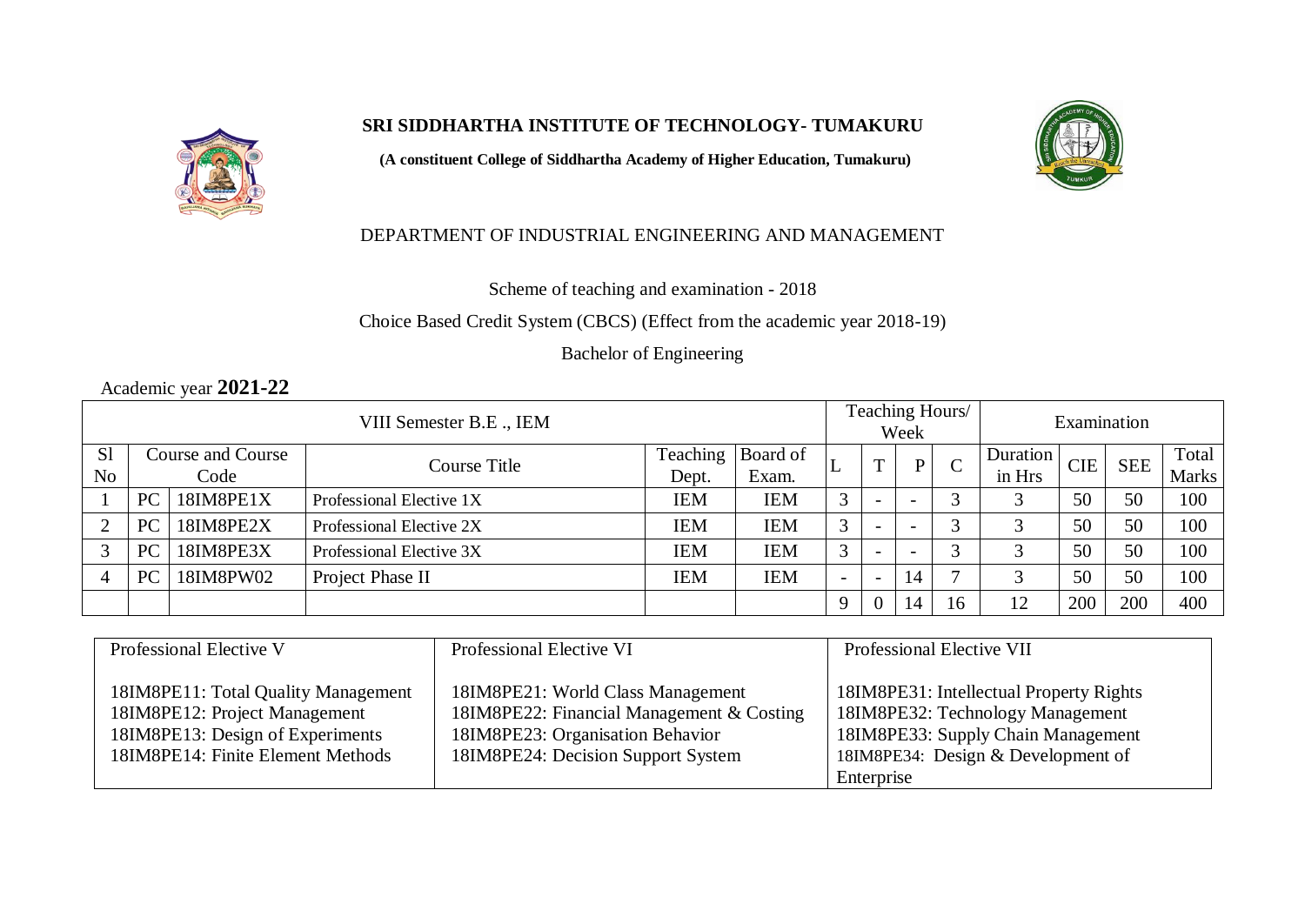# SRI SIDDHARTHA INSTITUTE OF TECHNOLOGY- TUMAKURU

**(A constituent College of Siddhartha Academy of Higher Education, Tumakuru)**

DEPARTMENT OF INDUSTRIAL ENGINEERING AND MANAGEMENT

Scheme of teaching and examination - 2018

Choice Based Credit System (CBCS) (Effect from the academic year 2018-19)

Bachelor of Engineering

Academic year **2021-22**

| VIII Semester B.E ., IEM | | | | | | Teaching Hours/ Week | | | | Examination | | | |
|---|---|---|---|---|---|---|---|---|---|---|---|---|---|
| Sl No | Course and Course Code | | Course Title | Teaching Dept. | Board of Exam. | L | T | P | C | Duration in Hrs | CIE | SEE | Total Marks |
| 1 | PC | 18IM8PE1X | Professional Elective 1X | IEM | IEM | 3 | - | - | 3 | 3 | 50 | 50 | 100 |
| 2 | PC | 18IM8PE2X | Professional Elective 2X | IEM | IEM | 3 | - | - | 3 | 3 | 50 | 50 | 100 |
| 3 | PC | 18IM8PE3X | Professional Elective 3X | IEM | IEM | 3 | - | - | 3 | 3 | 50 | 50 | 100 |
| 4 | PC | 18IM8PW02 | Project Phase II | IEM | IEM | - | - | 14 | 7 | 3 | 50 | 50 | 100 |
| | | | | | | 9 | 0 | 14 | 16 | 12 | 200 | 200 | 400 |

| Professional Elective V | Professional Elective VI | Professional Elective VII |
|---|---|---|
| 18IM8PE11: Total Quality Management | 18IM8PE21: World Class Management | 18IM8PE31: Intellectual Property Rights |
| 18IM8PE12: Project Management | 18IM8PE22: Financial Management & Costing | 18IM8PE32: Technology Management |
| 18IM8PE13: Design of Experiments | 18IM8PE23: Organisation Behavior | 18IM8PE33: Supply Chain Management |
| 18IM8PE14: Finite Element Methods | 18IM8PE24: Decision Support System | 18IM8PE34: Design & Development of Enterprise |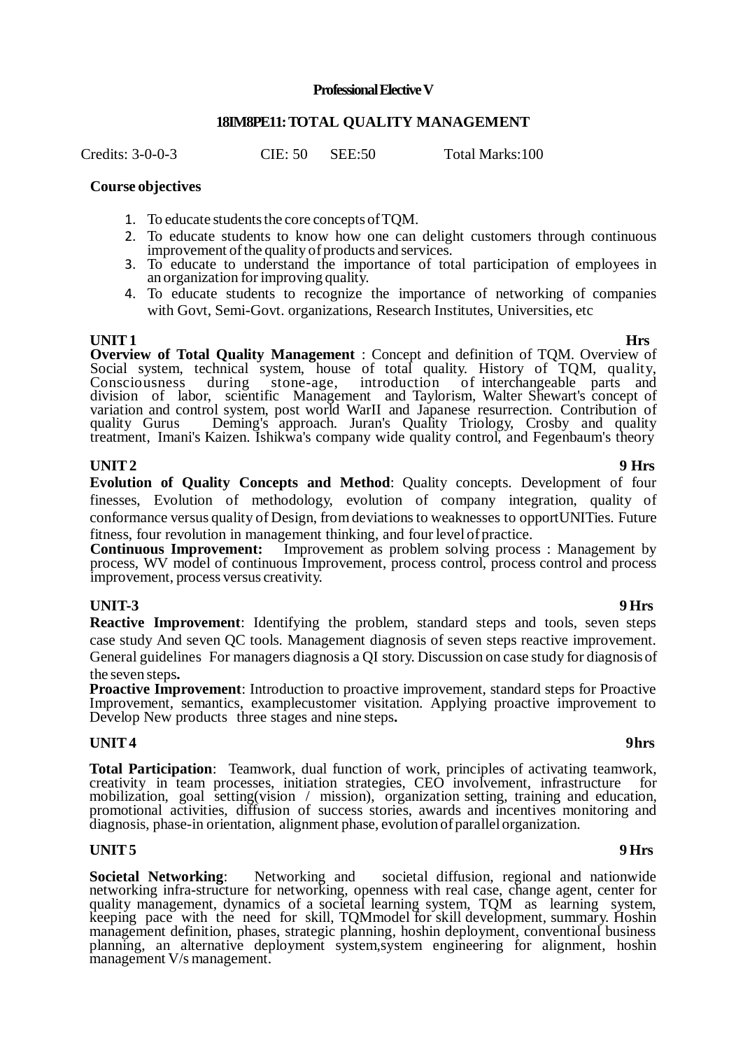**Professional Elective V**

## 18IM8PE11: TOTAL QUALITY MANAGEMENT

Credits: 3-0-0-3 CIE: 50 SEE:50 Total Marks:100

**Course objectives**

1. To educate students the core concepts of TQM.
2. To educate students to know how one can delight customers through continuous improvement of the quality of products and services.
3. To educate to understand the importance of total participation of employees in an organization for improving quality.
4. To educate students to recognize the importance of networking of companies with Govt, Semi-Govt. organizations, Research Institutes, Universities, etc

**UNIT 1** **Hrs**

**Overview of Total Quality Management** : Concept and definition of TQM. Overview of Social system, technical system, house of total quality. History of TQM, quality, Consciousness during stone-age, introduction of interchangeable parts and division of labor, scientific Management and Taylorism, Walter Shewart's concept of variation and control system, post world WarII and Japanese resurrection. Contribution of quality Gurus Deming's approach. Juran's Quality Triology, Crosby and quality treatment, Imani's Kaizen. Ishikwa's company wide quality control, and Fegenbaum's theory

**UNIT 2** **9 Hrs**

**Evolution of Quality Concepts and Method**: Quality concepts. Development of four finesses, Evolution of methodology, evolution of company integration, quality of conformance versus quality of Design, from deviations to weaknesses to opportUNITies. Future fitness, four revolution in management thinking, and four level of practice.

**Continuous Improvement:** Improvement as problem solving process : Management by process, WV model of continuous Improvement, process control, process control and process improvement, process versus creativity.

**UNIT-3** **9 Hrs**

**Reactive Improvement**: Identifying the problem, standard steps and tools, seven steps case study And seven QC tools. Management diagnosis of seven steps reactive improvement. General guidelines For managers diagnosis a QI story. Discussion on case study for diagnosis of the seven steps**.**

**Proactive Improvement**: Introduction to proactive improvement, standard steps for Proactive Improvement, semantics, examplecustomer visitation. Applying proactive improvement to Develop New products three stages and nine steps**.**

**UNIT 4** **9hrs**

**Total Participation**: Teamwork, dual function of work, principles of activating teamwork, creativity in team processes, initiation strategies, CEO involvement, infrastructure for mobilization, goal setting(vision / mission), organization setting, training and education, promotional activities, diffusion of success stories, awards and incentives monitoring and diagnosis, phase-in orientation, alignment phase, evolution of parallel organization.

**UNIT 5** **9 Hrs**

**Societal Networking**: Networking and societal diffusion, regional and nationwide networking infra-structure for networking, openness with real case, change agent, center for quality management, dynamics of a societal learning system, TQM as learning system, keeping pace with the need for skill, TQMmodel for skill development, summary. Hoshin management definition, phases, strategic planning, hoshin deployment, conventional business planning, an alternative deployment system,system engineering for alignment, hoshin management V/s management.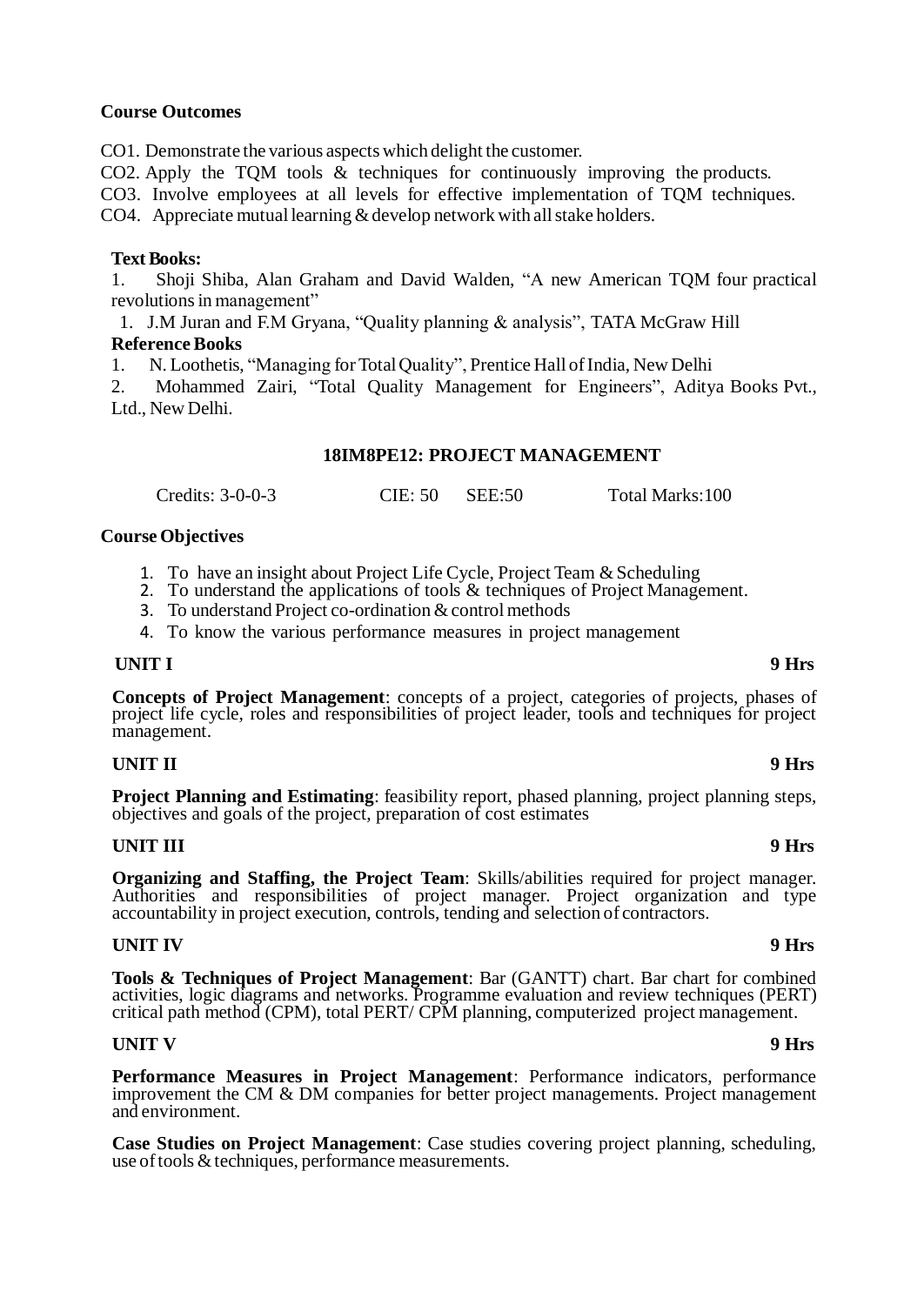**Course Outcomes**

CO1. Demonstrate the various aspects which delight the customer.
CO2. Apply the TQM tools & techniques for continuously improving the products.
CO3. Involve employees at all levels for effective implementation of TQM techniques.
CO4. Appreciate mutual learning & develop network with all stake holders.

**Text Books:**

1. Shoji Shiba, Alan Graham and David Walden, "A new American TQM four practical revolutions in management"
1. J.M Juran and F.M Gryana, "Quality planning & analysis", TATA McGraw Hill

**Reference Books**

1. N. Loothetis, "Managing for Total Quality", Prentice Hall of India, New Delhi
2. Mohammed Zairi, "Total Quality Management for Engineers", Aditya Books Pvt., Ltd., New Delhi.

## 18IM8PE12: PROJECT MANAGEMENT

Credits: 3-0-0-3 CIE: 50 SEE:50 Total Marks:100

**Course Objectives**

1. To have an insight about Project Life Cycle, Project Team & Scheduling
2. To understand the applications of tools & techniques of Project Management.
3. To understand Project co-ordination & control methods
4. To know the various performance measures in project management

**UNIT I** **9 Hrs**

**Concepts of Project Management**: concepts of a project, categories of projects, phases of project life cycle, roles and responsibilities of project leader, tools and techniques for project management.

**UNIT II** **9 Hrs**

**Project Planning and Estimating**: feasibility report, phased planning, project planning steps, objectives and goals of the project, preparation of cost estimates

**UNIT III** **9 Hrs**

**Organizing and Staffing, the Project Team**: Skills/abilities required for project manager. Authorities and responsibilities of project manager. Project organization and type accountability in project execution, controls, tending and selection of contractors.

**UNIT IV** **9 Hrs**

**Tools & Techniques of Project Management**: Bar (GANTT) chart. Bar chart for combined activities, logic diagrams and networks. Programme evaluation and review techniques (PERT) critical path method (CPM), total PERT/ CPM planning, computerized project management.

**UNIT V** **9 Hrs**

**Performance Measures in Project Management**: Performance indicators, performance improvement the CM & DM companies for better project managements. Project management and environment.

**Case Studies on Project Management**: Case studies covering project planning, scheduling, use of tools & techniques, performance measurements.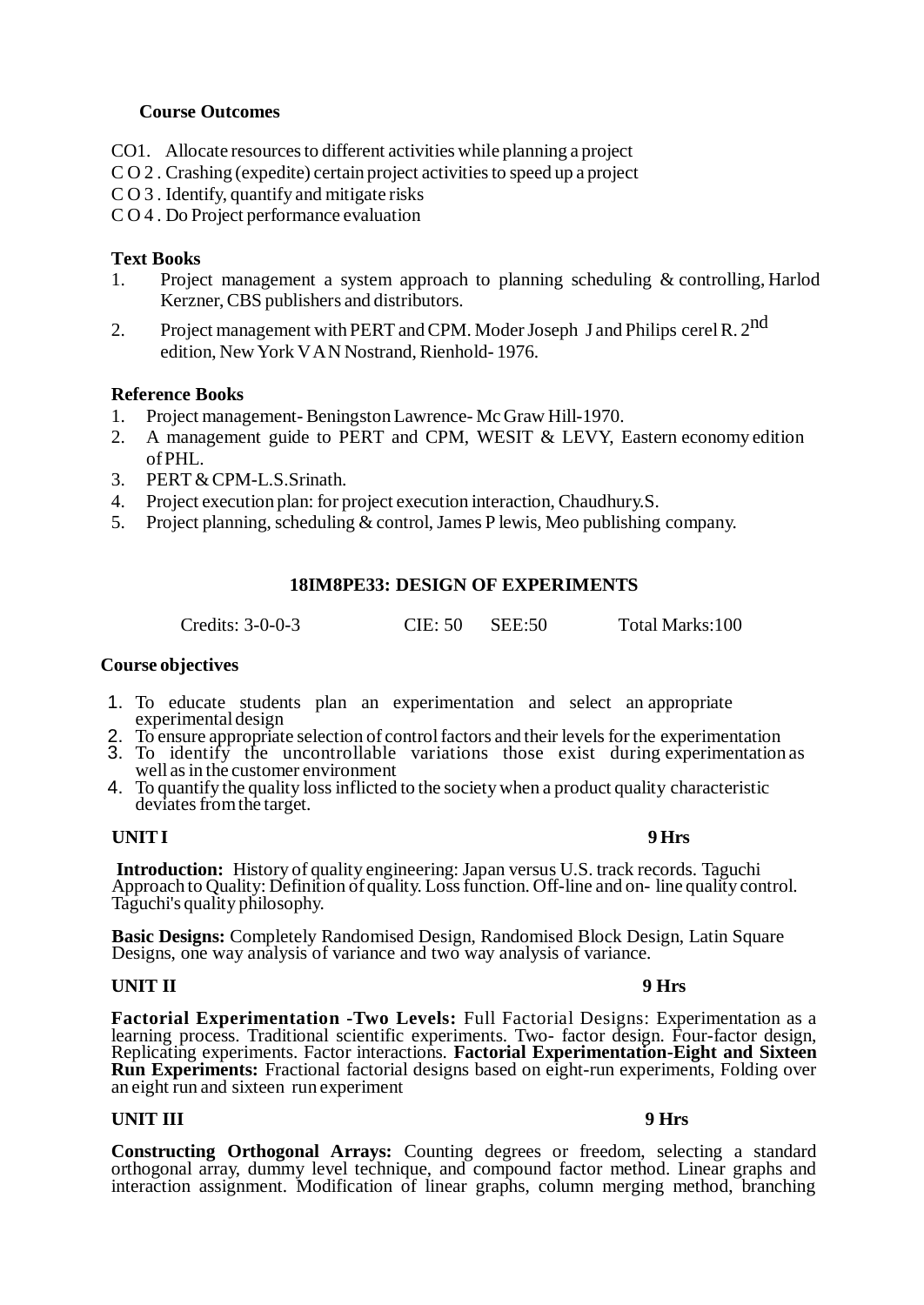**Course Outcomes**

CO1. Allocate resources to different activities while planning a project
C O 2 . Crashing (expedite) certain project activities to speed up a project
C O 3 . Identify, quantify and mitigate risks
C O 4 . Do Project performance evaluation

**Text Books**

1. Project management a system approach to planning scheduling & controlling, Harlod Kerzner, CBS publishers and distributors.
2. Project management with PERT and CPM. Moder Joseph J and Philips cerel R. 2nd edition, New York V A N Nostrand, Rienhold- 1976.

**Reference Books**

1. Project management- Beningston Lawrence- Mc Graw Hill-1970.
2. A management guide to PERT and CPM, WESIT & LEVY, Eastern economy edition of PHL.
3. PERT & CPM-L.S.Srinath.
4. Project execution plan: for project execution interaction, Chaudhury.S.
5. Project planning, scheduling & control, James P lewis, Meo publishing company.

## 18IM8PE33: DESIGN OF EXPERIMENTS

Credits: 3-0-0-3 CIE: 50 SEE:50 Total Marks:100

**Course objectives**

1. To educate students plan an experimentation and select an appropriate experimental design
2. To ensure appropriate selection of control factors and their levels for the experimentation
3. To identify the uncontrollable variations those exist during experimentation as well as in the customer environment
4. To quantify the quality loss inflicted to the society when a product quality characteristic deviates from the target.

**UNIT I** **9 Hrs**

**Introduction:** History of quality engineering: Japan versus U.S. track records. Taguchi Approach to Quality: Definition of quality. Loss function. Off-line and on- line quality control. Taguchi's quality philosophy.

**Basic Designs:** Completely Randomised Design, Randomised Block Design, Latin Square Designs, one way analysis of variance and two way analysis of variance.

**UNIT II** **9 Hrs**

**Factorial Experimentation -Two Levels:** Full Factorial Designs: Experimentation as a learning process. Traditional scientific experiments. Two- factor design. Four-factor design, Replicating experiments. Factor interactions. **Factorial Experimentation-Eight and Sixteen Run Experiments:** Fractional factorial designs based on eight-run experiments, Folding over an eight run and sixteen run experiment

**UNIT III** **9 Hrs**

**Constructing Orthogonal Arrays:** Counting degrees or freedom, selecting a standard orthogonal array, dummy level technique, and compound factor method. Linear graphs and interaction assignment. Modification of linear graphs, column merging method, branching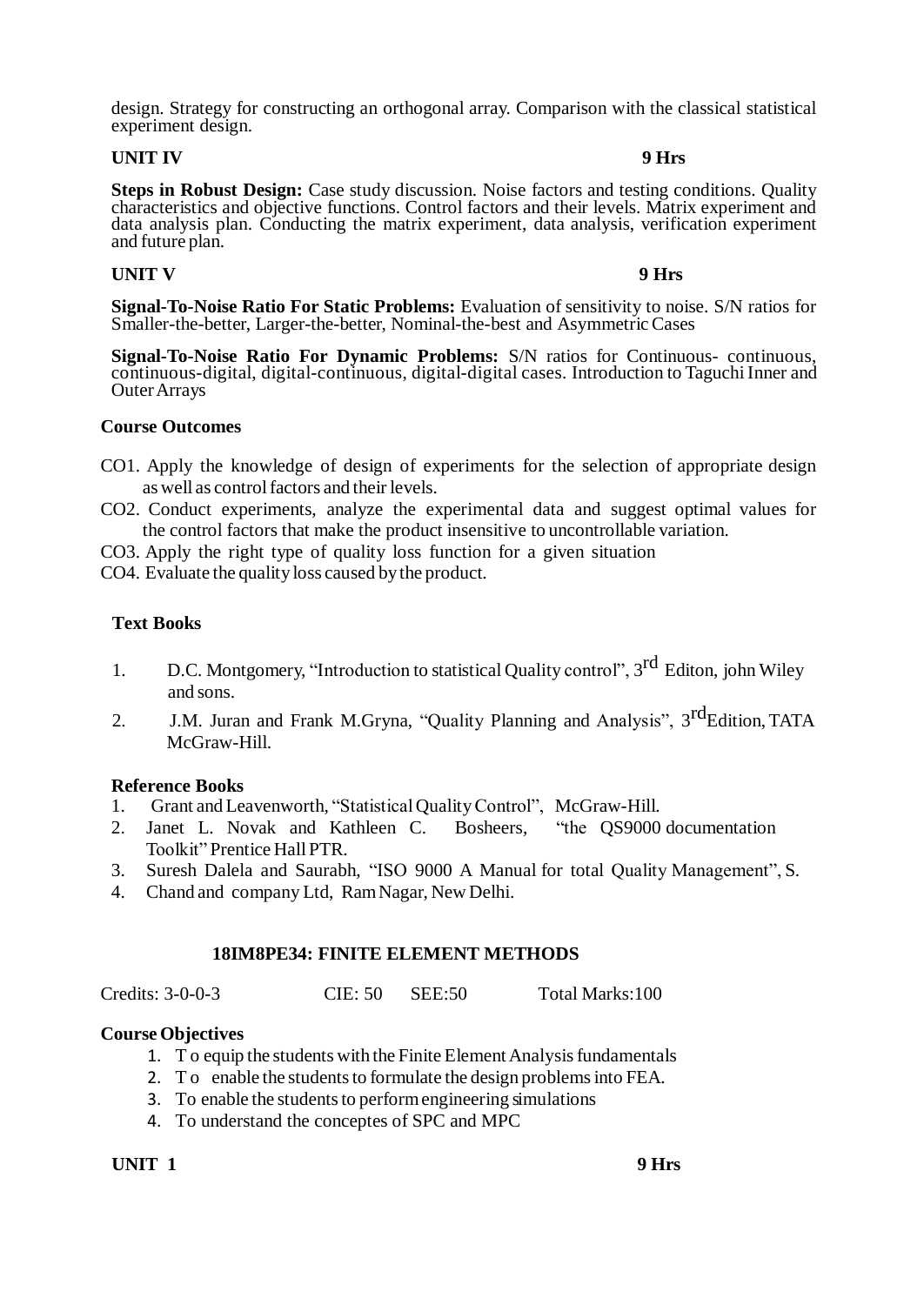design. Strategy for constructing an orthogonal array. Comparison with the classical statistical experiment design.

**UNIT IV** **9 Hrs**

**Steps in Robust Design:** Case study discussion. Noise factors and testing conditions. Quality characteristics and objective functions. Control factors and their levels. Matrix experiment and data analysis plan. Conducting the matrix experiment, data analysis, verification experiment and future plan.

**UNIT V** **9 Hrs**

**Signal-To-Noise Ratio For Static Problems:** Evaluation of sensitivity to noise. S/N ratios for Smaller-the-better, Larger-the-better, Nominal-the-best and Asymmetric Cases

**Signal-To-Noise Ratio For Dynamic Problems:** S/N ratios for Continuous- continuous, continuous-digital, digital-continuous, digital-digital cases. Introduction to Taguchi Inner and Outer Arrays

**Course Outcomes**

CO1. Apply the knowledge of design of experiments for the selection of appropriate design as well as control factors and their levels.

CO2. Conduct experiments, analyze the experimental data and suggest optimal values for the control factors that make the product insensitive to uncontrollable variation.

CO3. Apply the right type of quality loss function for a given situation

CO4. Evaluate the quality loss caused by the product.

**Text Books**

1. D.C. Montgomery, "Introduction to statistical Quality control", 3rd Editon, john Wiley and sons.
2. J.M. Juran and Frank M.Gryna, "Quality Planning and Analysis", 3rd Edition, TATA McGraw-Hill.

**Reference Books**

1. Grant and Leavenworth, "Statistical Quality Control", McGraw-Hill.
2. Janet L. Novak and Kathleen C. Bosheers, "the QS9000 documentation Toolkit" Prentice Hall PTR.
3. Suresh Dalela and Saurabh, "ISO 9000 A Manual for total Quality Management", S.
4. Chand and company Ltd, Ram Nagar, New Delhi.

## 18IM8PE34: FINITE ELEMENT METHODS

Credits: 3-0-0-3 CIE: 50 SEE:50 Total Marks:100

**Course Objectives**

1. T o equip the students with the Finite Element Analysis fundamentals
2. T o enable the students to formulate the design problems into FEA.
3. To enable the students to perform engineering simulations
4. To understand the conceptes of SPC and MPC

**UNIT 1** **9 Hrs**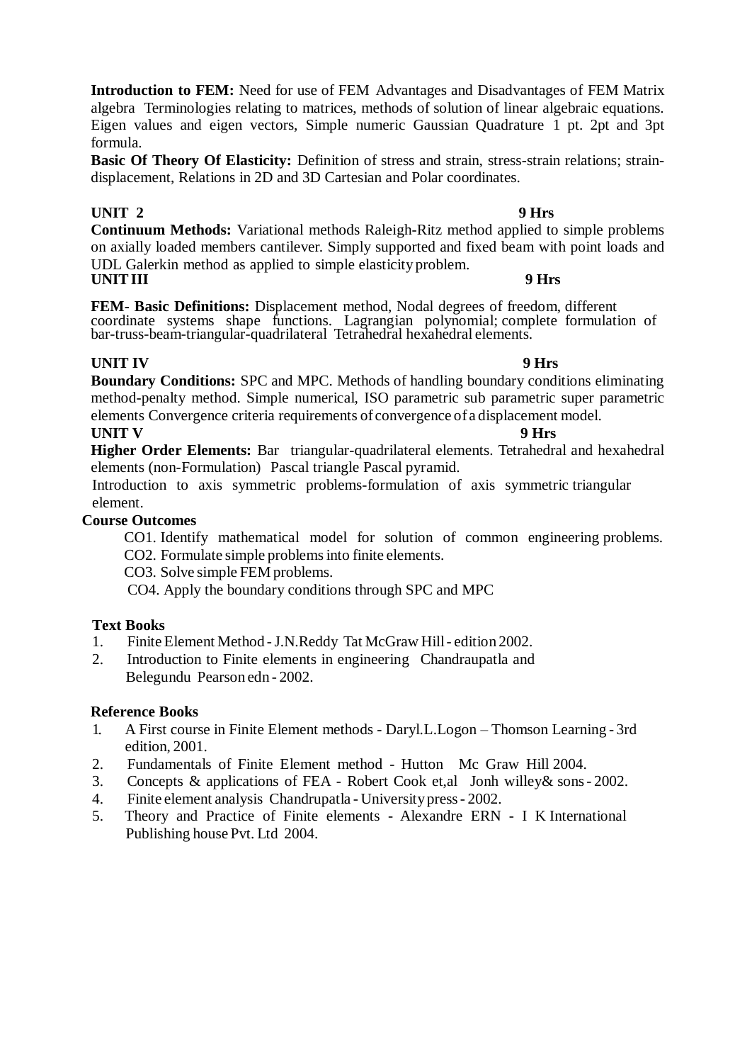**Introduction to FEM:** Need for use of FEM Advantages and Disadvantages of FEM Matrix algebra Terminologies relating to matrices, methods of solution of linear algebraic equations. Eigen values and eigen vectors, Simple numeric Gaussian Quadrature 1 pt. 2pt and 3pt formula.

**Basic Of Theory Of Elasticity:** Definition of stress and strain, stress-strain relations; strain-displacement, Relations in 2D and 3D Cartesian and Polar coordinates.

**UNIT 2** **9 Hrs**

**Continuum Methods:** Variational methods Raleigh-Ritz method applied to simple problems on axially loaded members cantilever. Simply supported and fixed beam with point loads and UDL Galerkin method as applied to simple elasticity problem.

**UNIT III** **9 Hrs**

**FEM- Basic Definitions:** Displacement method, Nodal degrees of freedom, different coordinate systems shape functions. Lagrangian polynomial; complete formulation of bar-truss-beam-triangular-quadrilateral Tetrahedral hexahedral elements.

**UNIT IV** **9 Hrs**

**Boundary Conditions:** SPC and MPC. Methods of handling boundary conditions eliminating method-penalty method. Simple numerical, ISO parametric sub parametric super parametric elements Convergence criteria requirements of convergence of a displacement model.

**UNIT V** **9 Hrs**

**Higher Order Elements:** Bar triangular-quadrilateral elements. Tetrahedral and hexahedral elements (non-Formulation) Pascal triangle Pascal pyramid.

Introduction to axis symmetric problems-formulation of axis symmetric triangular element.

**Course Outcomes**

CO1. Identify mathematical model for solution of common engineering problems.
CO2. Formulate simple problems into finite elements.
CO3. Solve simple FEM problems.
CO4. Apply the boundary conditions through SPC and MPC

**Text Books**

1. Finite Element Method - J.N.Reddy Tat McGraw Hill - edition 2002.
2. Introduction to Finite elements in engineering Chandraupatla and Belegundu Pearson edn - 2002.

**Reference Books**

1. A First course in Finite Element methods - Daryl.L.Logon – Thomson Learning - 3rd edition, 2001.
2. Fundamentals of Finite Element method - Hutton Mc Graw Hill 2004.
3. Concepts & applications of FEA - Robert Cook et,al Jonh willey& sons - 2002.
4. Finite element analysis Chandrupatla - University press - 2002.
5. Theory and Practice of Finite elements - Alexandre ERN - I K International Publishing house Pvt. Ltd 2004.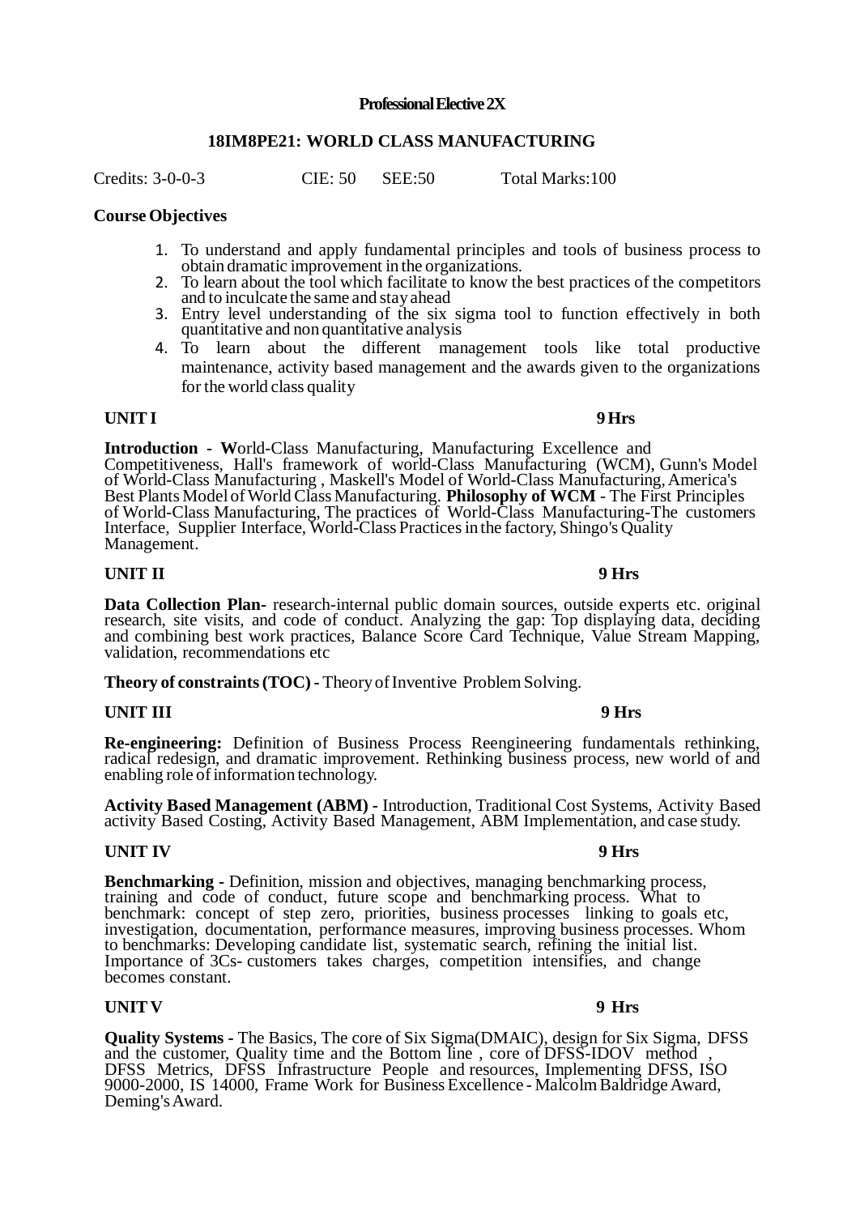**Professional Elective 2X**

## 18IM8PE21: WORLD CLASS MANUFACTURING

Credits: 3-0-0-3 CIE: 50 SEE:50 Total Marks:100

**Course Objectives**

1. To understand and apply fundamental principles and tools of business process to obtain dramatic improvement in the organizations.
2. To learn about the tool which facilitate to know the best practices of the competitors and to inculcate the same and stay ahead
3. Entry level understanding of the six sigma tool to function effectively in both quantitative and non quantitative analysis
4. To learn about the different management tools like total productive maintenance, activity based management and the awards given to the organizations for the world class quality

**UNIT I** **9 Hrs**

**Introduction - W**orld-Class Manufacturing, Manufacturing Excellence and Competitiveness, Hall's framework of world-Class Manufacturing (WCM), Gunn's Model of World-Class Manufacturing , Maskell's Model of World-Class Manufacturing, America's Best Plants Model of World Class Manufacturing. **Philosophy of WCM** - The First Principles of World-Class Manufacturing, The practices of World-Class Manufacturing-The customers Interface, Supplier Interface, World-Class Practices in the factory, Shingo's Quality Management.

**UNIT II** **9 Hrs**

**Data Collection Plan-** research-internal public domain sources, outside experts etc. original research, site visits, and code of conduct. Analyzing the gap: Top displaying data, deciding and combining best work practices, Balance Score Card Technique, Value Stream Mapping, validation, recommendations etc

**Theory of constraints (TOC) -** Theory of Inventive Problem Solving.

**UNIT III** **9 Hrs**

**Re-engineering:** Definition of Business Process Reengineering fundamentals rethinking, radical redesign, and dramatic improvement. Rethinking business process, new world of and enabling role of information technology.

**Activity Based Management (ABM) -** Introduction, Traditional Cost Systems, Activity Based activity Based Costing, Activity Based Management, ABM Implementation, and case study.

**UNIT IV** **9 Hrs**

**Benchmarking -** Definition, mission and objectives, managing benchmarking process, training and code of conduct, future scope and benchmarking process. What to benchmark: concept of step zero, priorities, business processes linking to goals etc, investigation, documentation, performance measures, improving business processes. Whom to benchmarks: Developing candidate list, systematic search, refining the initial list. Importance of 3Cs- customers takes charges, competition intensifies, and change becomes constant.

**UNIT V** **9 Hrs**

**Quality Systems -** The Basics, The core of Six Sigma(DMAIC), design for Six Sigma, DFSS and the customer, Quality time and the Bottom line , core of DFSS-IDOV method , DFSS Metrics, DFSS Infrastructure People and resources, Implementing DFSS, ISO 9000-2000, IS 14000, Frame Work for Business Excellence - Malcolm Baldridge Award, Deming's Award.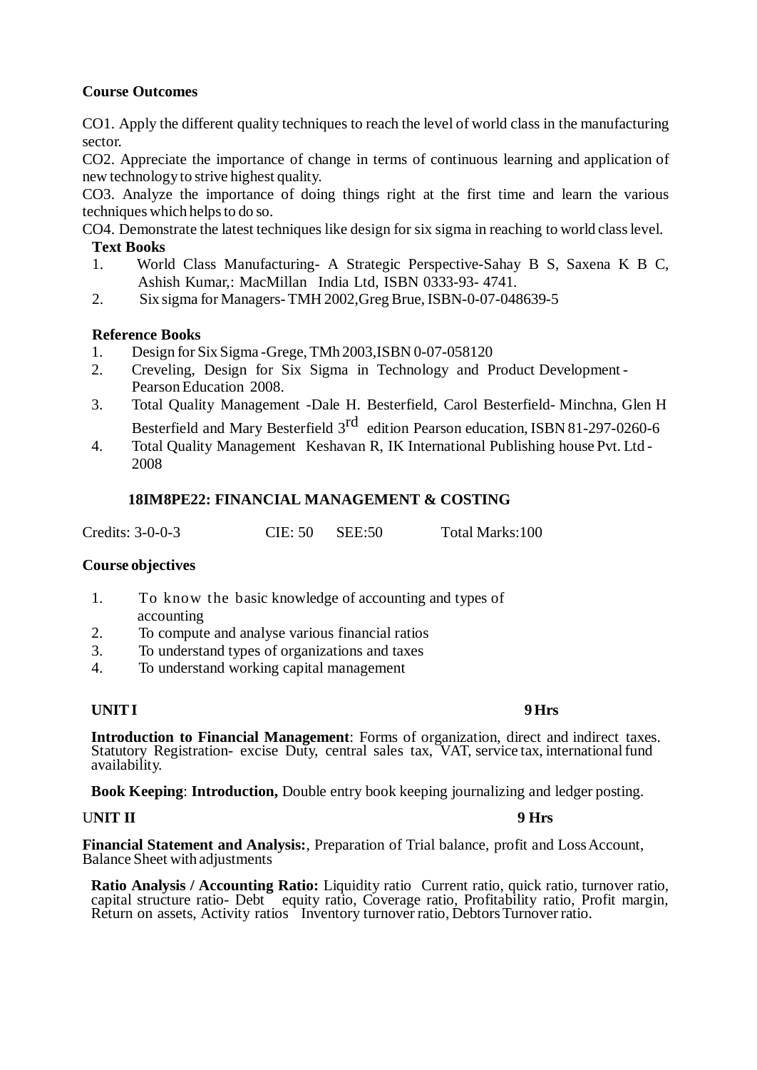**Course Outcomes**

CO1. Apply the different quality techniques to reach the level of world class in the manufacturing sector.
CO2. Appreciate the importance of change in terms of continuous learning and application of new technology to strive highest quality.
CO3. Analyze the importance of doing things right at the first time and learn the various techniques which helps to do so.
CO4. Demonstrate the latest techniques like design for six sigma in reaching to world class level.

**Text Books**

1. World Class Manufacturing- A Strategic Perspective-Sahay B S, Saxena K B C, Ashish Kumar,: MacMillan India Ltd, ISBN 0333-93- 4741.
2. Six sigma for Managers- TMH 2002,Greg Brue, ISBN-0-07-048639-5

**Reference Books**

1. Design for Six Sigma -Grege, TMh 2003,ISBN 0-07-058120
2. Creveling, Design for Six Sigma in Technology and Product Development - Pearson Education 2008.
3. Total Quality Management -Dale H. Besterfield, Carol Besterfield- Minchna, Glen H Besterfield and Mary Besterfield 3rd edition Pearson education, ISBN 81-297-0260-6
4. Total Quality Management Keshavan R, IK International Publishing house Pvt. Ltd - 2008

## 18IM8PE22: FINANCIAL MANAGEMENT & COSTING

Credits: 3-0-0-3 CIE: 50 SEE:50 Total Marks:100

**Course objectives**

1. To know the basic knowledge of accounting and types of accounting
2. To compute and analyse various financial ratios
3. To understand types of organizations and taxes
4. To understand working capital management

**UNIT I** **9 Hrs**

**Introduction to Financial Management**: Forms of organization, direct and indirect taxes. Statutory Registration- excise Duty, central sales tax, VAT, service tax, international fund availability.

**Book Keeping**: **Introduction,** Double entry book keeping journalizing and ledger posting.

**UNIT II** **9 Hrs**

**Financial Statement and Analysis:**, Preparation of Trial balance, profit and Loss Account, Balance Sheet with adjustments

**Ratio Analysis / Accounting Ratio:** Liquidity ratio Current ratio, quick ratio, turnover ratio, capital structure ratio- Debt equity ratio, Coverage ratio, Profitability ratio, Profit margin, Return on assets, Activity ratios Inventory turnover ratio, Debtors Turnover ratio.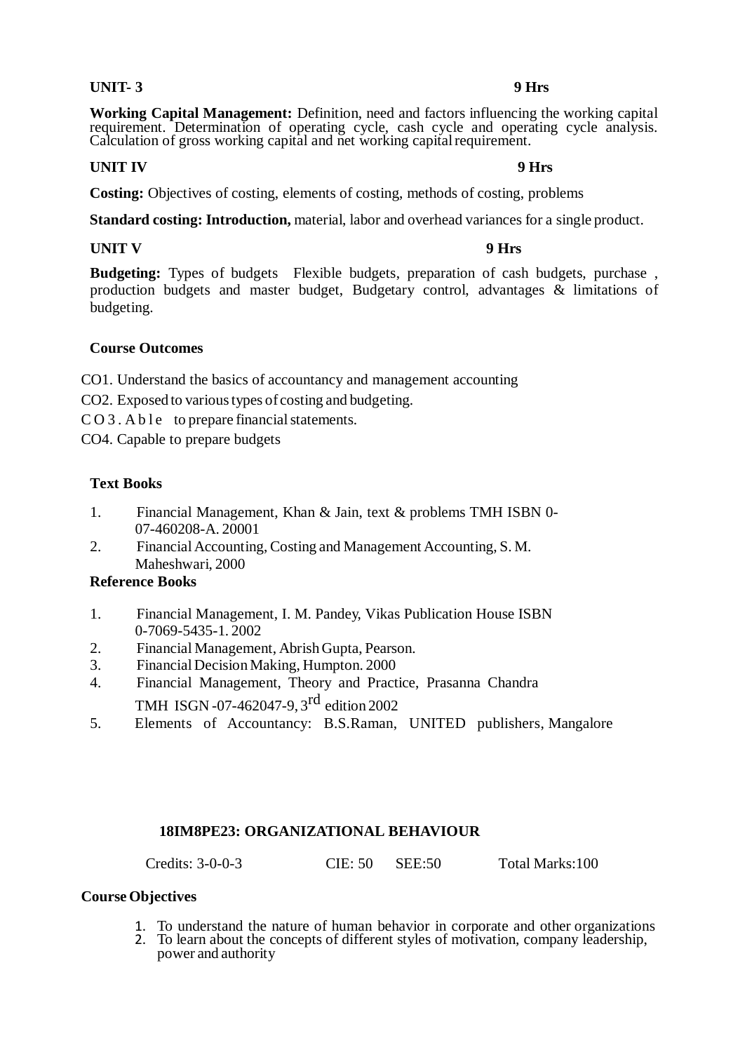**UNIT- 3** **9 Hrs**

**Working Capital Management:** Definition, need and factors influencing the working capital requirement. Determination of operating cycle, cash cycle and operating cycle analysis. Calculation of gross working capital and net working capital requirement.

**UNIT IV** **9 Hrs**

**Costing:** Objectives of costing, elements of costing, methods of costing, problems

**Standard costing: Introduction,** material, labor and overhead variances for a single product.

**UNIT V** **9 Hrs**

**Budgeting:** Types of budgets Flexible budgets, preparation of cash budgets, purchase , production budgets and master budget, Budgetary control, advantages & limitations of budgeting.

**Course Outcomes**

CO1. Understand the basics of accountancy and management accounting

CO2. Exposed to various types of costing and budgeting.

CO3. Able to prepare financial statements.

CO4. Capable to prepare budgets

**Text Books**

1. Financial Management, Khan & Jain, text & problems TMH ISBN 0-07-460208-A. 20001
2. Financial Accounting, Costing and Management Accounting, S. M. Maheshwari, 2000

**Reference Books**

1. Financial Management, I. M. Pandey, Vikas Publication House ISBN 0-7069-5435-1. 2002
2. Financial Management, Abrish Gupta, Pearson.
3. Financial Decision Making, Humpton. 2000
4. Financial Management, Theory and Practice, Prasanna Chandra TMH ISGN -07-462047-9, 3rd edition 2002
5. Elements of Accountancy: B.S.Raman, UNITED publishers, Mangalore

## 18IM8PE23: ORGANIZATIONAL BEHAVIOUR

Credits: 3-0-0-3 CIE: 50 SEE:50 Total Marks:100

**Course Objectives**

1. To understand the nature of human behavior in corporate and other organizations
2. To learn about the concepts of different styles of motivation, company leadership, power and authority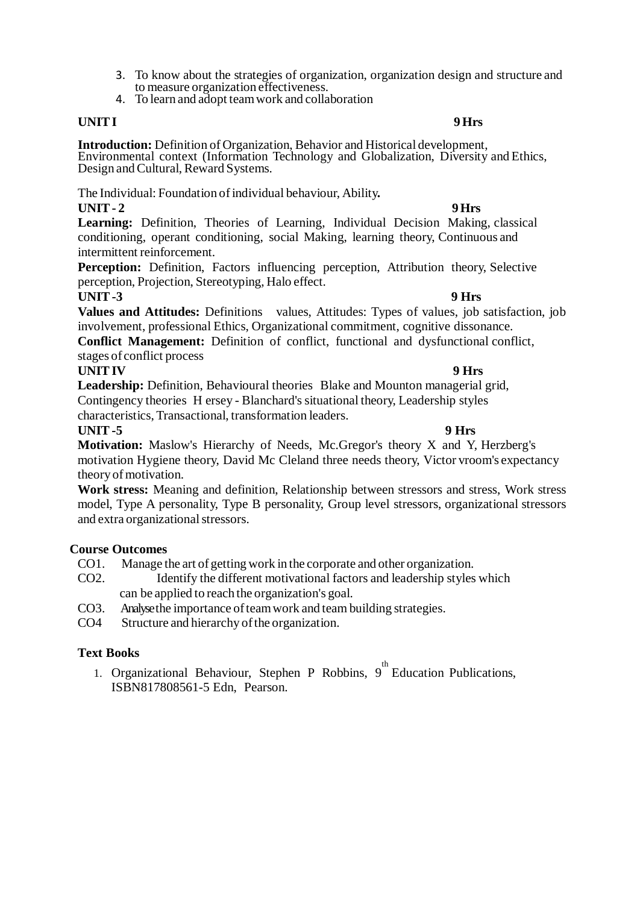3. To know about the strategies of organization, organization design and structure and to measure organization effectiveness.
4. To learn and adopt team work and collaboration

**UNIT I** **9 Hrs**

**Introduction:** Definition of Organization, Behavior and Historical development, Environmental context (Information Technology and Globalization, Diversity and Ethics, Design and Cultural, Reward Systems.

The Individual: Foundation of individual behaviour, Ability**.**

**UNIT - 2** **9 Hrs**

**Learning:** Definition, Theories of Learning, Individual Decision Making, classical conditioning, operant conditioning, social Making, learning theory, Continuous and intermittent reinforcement.

**Perception:** Definition, Factors influencing perception, Attribution theory, Selective perception, Projection, Stereotyping, Halo effect.

**UNIT -3** **9 Hrs**

**Values and Attitudes:** Definitions values, Attitudes: Types of values, job satisfaction, job involvement, professional Ethics, Organizational commitment, cognitive dissonance.

**Conflict Management:** Definition of conflict, functional and dysfunctional conflict, stages of conflict process

**UNIT IV** **9 Hrs**

**Leadership:** Definition, Behavioural theories Blake and Mounton managerial grid, Contingency theories H ersey - Blanchard's situational theory, Leadership styles characteristics, Transactional, transformation leaders.

**UNIT -5** **9 Hrs**

**Motivation:** Maslow's Hierarchy of Needs, Mc.Gregor's theory X and Y, Herzberg's motivation Hygiene theory, David Mc Cleland three needs theory, Victor vroom's expectancy theory of motivation.

**Work stress:** Meaning and definition, Relationship between stressors and stress, Work stress model, Type A personality, Type B personality, Group level stressors, organizational stressors and extra organizational stressors.

**Course Outcomes**

CO1. Manage the art of getting work in the corporate and other organization.

CO2. Identify the different motivational factors and leadership styles which can be applied to reach the organization's goal.

CO3. Analyse the importance of team work and team building strategies.

CO4 Structure and hierarchy of the organization.

**Text Books**

1. Organizational Behaviour, Stephen P Robbins, 9th Education Publications, ISBN817808561-5 Edn, Pearson.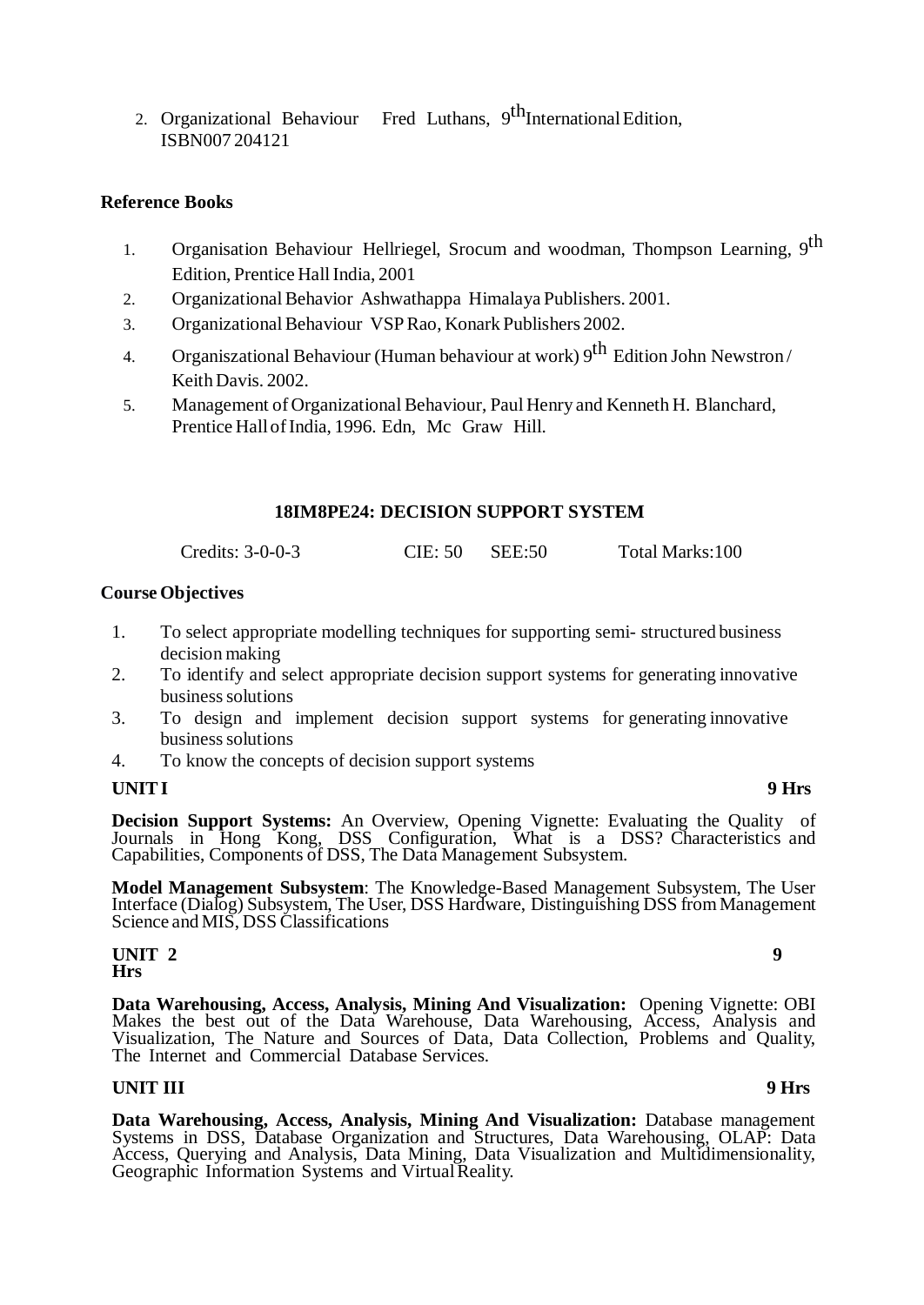2. Organizational Behaviour Fred Luthans, 9[th] International Edition, ISBN007 204121

**Reference Books**

1. Organisation Behaviour Hellriegel, Srocum and woodman, Thompson Learning, 9[th] Edition, Prentice Hall India, 2001
2. Organizational Behavior Ashwathappa Himalaya Publishers. 2001.
3. Organizational Behaviour VSP Rao, Konark Publishers 2002.
4. Organiszational Behaviour (Human behaviour at work) 9[th] Edition John Newstron / Keith Davis. 2002.
5. Management of Organizational Behaviour, Paul Henry and Kenneth H. Blanchard, Prentice Hall of India, 1996. Edn, Mc Graw Hill.

## 18IM8PE24: DECISION SUPPORT SYSTEM

Credits: 3-0-0-3 CIE: 50 SEE:50 Total Marks:100

**Course Objectives**

1. To select appropriate modelling techniques for supporting semi- structured business decision making
2. To identify and select appropriate decision support systems for generating innovative business solutions
3. To design and implement decision support systems for generating innovative business solutions
4. To know the concepts of decision support systems

**UNIT I** **9 Hrs**

**Decision Support Systems:** An Overview, Opening Vignette: Evaluating the Quality of Journals in Hong Kong, DSS Configuration, What is a DSS? Characteristics and Capabilities, Components of DSS, The Data Management Subsystem.

**Model Management Subsystem**: The Knowledge-Based Management Subsystem, The User Interface (Dialog) Subsystem, The User, DSS Hardware, Distinguishing DSS from Management Science and MIS, DSS Classifications

**UNIT 2** **9 Hrs**

**Data Warehousing, Access, Analysis, Mining And Visualization:** Opening Vignette: OBI Makes the best out of the Data Warehouse, Data Warehousing, Access, Analysis and Visualization, The Nature and Sources of Data, Data Collection, Problems and Quality, The Internet and Commercial Database Services.

**UNIT III** **9 Hrs**

**Data Warehousing, Access, Analysis, Mining And Visualization:** Database management Systems in DSS, Database Organization and Structures, Data Warehousing, OLAP: Data Access, Querying and Analysis, Data Mining, Data Visualization and Multidimensionality, Geographic Information Systems and Virtual Reality.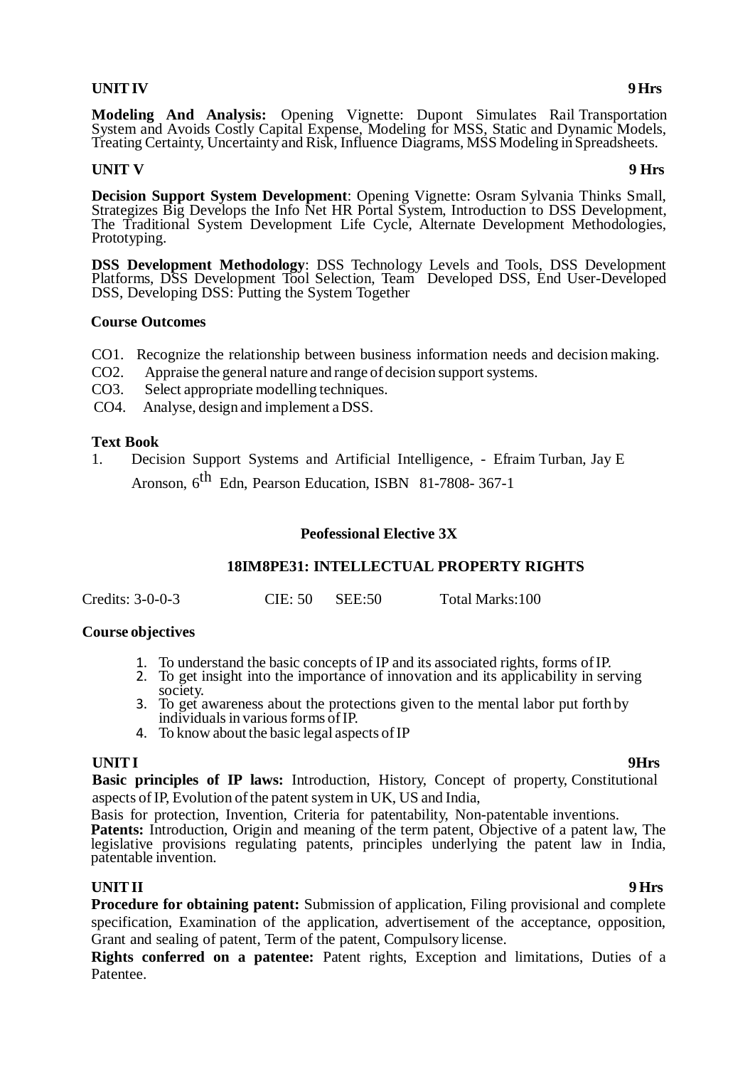**UNIT IV** **9 Hrs**

**Modeling And Analysis:** Opening Vignette: Dupont Simulates Rail Transportation System and Avoids Costly Capital Expense, Modeling for MSS, Static and Dynamic Models, Treating Certainty, Uncertainty and Risk, Influence Diagrams, MSS Modeling in Spreadsheets.

**UNIT V** **9 Hrs**

**Decision Support System Development**: Opening Vignette: Osram Sylvania Thinks Small, Strategizes Big Develops the Info Net HR Portal System, Introduction to DSS Development, The Traditional System Development Life Cycle, Alternate Development Methodologies, Prototyping.

**DSS Development Methodology**: DSS Technology Levels and Tools, DSS Development Platforms, DSS Development Tool Selection, Team Developed DSS, End User-Developed DSS, Developing DSS: Putting the System Together

**Course Outcomes**

CO1. Recognize the relationship between business information needs and decision making.
CO2. Appraise the general nature and range of decision support systems.
CO3. Select appropriate modelling techniques.
CO4. Analyse, design and implement a DSS.

**Text Book**

1. Decision Support Systems and Artificial Intelligence, - Efraim Turban, Jay E Aronson, 6th Edn, Pearson Education, ISBN 81-7808- 367-1

**Peofessional Elective 3X**

**18IM8PE31: INTELLECTUAL PROPERTY RIGHTS**

Credits: 3-0-0-3 CIE: 50 SEE:50 Total Marks:100

**Course objectives**

1. To understand the basic concepts of IP and its associated rights, forms of IP.
2. To get insight into the importance of innovation and its applicability in serving society.
3. To get awareness about the protections given to the mental labor put forth by individuals in various forms of IP.
4. To know about the basic legal aspects of IP

**UNIT I** **9Hrs**

**Basic principles of IP laws:** Introduction, History, Concept of property, Constitutional aspects of IP, Evolution of the patent system in UK, US and India,
Basis for protection, Invention, Criteria for patentability, Non-patentable inventions.
**Patents:** Introduction, Origin and meaning of the term patent, Objective of a patent law, The legislative provisions regulating patents, principles underlying the patent law in India, patentable invention.

**UNIT II** **9 Hrs**

**Procedure for obtaining patent:** Submission of application, Filing provisional and complete specification, Examination of the application, advertisement of the acceptance, opposition, Grant and sealing of patent, Term of the patent, Compulsory license.

**Rights conferred on a patentee:** Patent rights, Exception and limitations, Duties of a Patentee.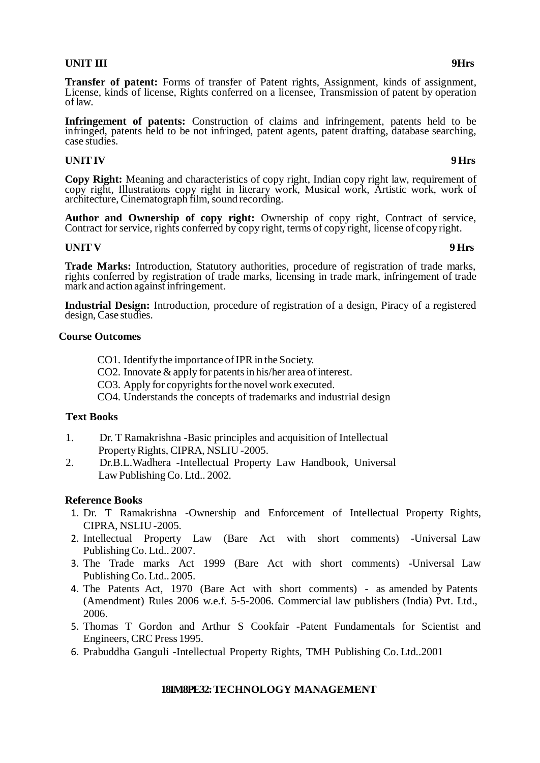**UNIT III** **9Hrs**

**Transfer of patent:** Forms of transfer of Patent rights, Assignment, kinds of assignment, License, kinds of license, Rights conferred on a licensee, Transmission of patent by operation of law.

**Infringement of patents:** Construction of claims and infringement, patents held to be infringed, patents held to be not infringed, patent agents, patent drafting, database searching, case studies.

**UNIT IV** **9 Hrs**

**Copy Right:** Meaning and characteristics of copy right, Indian copy right law, requirement of copy right, Illustrations copy right in literary work, Musical work, Artistic work, work of architecture, Cinematograph film, sound recording.

**Author and Ownership of copy right:** Ownership of copy right, Contract of service, Contract for service, rights conferred by copy right, terms of copy right, license of copy right.

**UNIT V** **9 Hrs**

**Trade Marks:** Introduction, Statutory authorities, procedure of registration of trade marks, rights conferred by registration of trade marks, licensing in trade mark, infringement of trade mark and action against infringement.

**Industrial Design:** Introduction, procedure of registration of a design, Piracy of a registered design, Case studies.

**Course Outcomes**

CO1. Identify the importance of IPR in the Society.
CO2. Innovate & apply for patents in his/her area of interest.
CO3. Apply for copyrights for the novel work executed.
CO4. Understands the concepts of trademarks and industrial design

**Text Books**

1. Dr. T Ramakrishna -Basic principles and acquisition of Intellectual Property Rights, CIPRA, NSLIU -2005.
2. Dr.B.L.Wadhera -Intellectual Property Law Handbook, Universal Law Publishing Co. Ltd.. 2002.

**Reference Books**

1. Dr. T Ramakrishna -Ownership and Enforcement of Intellectual Property Rights, CIPRA, NSLIU -2005.
2. Intellectual Property Law (Bare Act with short comments) -Universal Law Publishing Co. Ltd.. 2007.
3. The Trade marks Act 1999 (Bare Act with short comments) -Universal Law Publishing Co. Ltd.. 2005.
4. The Patents Act, 1970 (Bare Act with short comments) - as amended by Patents (Amendment) Rules 2006 w.e.f. 5-5-2006. Commercial law publishers (India) Pvt. Ltd., 2006.
5. Thomas T Gordon and Arthur S Cookfair -Patent Fundamentals for Scientist and Engineers, CRC Press 1995.
6. Prabuddha Ganguli -Intellectual Property Rights, TMH Publishing Co. Ltd..2001

**18IM8PE32: TECHNOLOGY MANAGEMENT**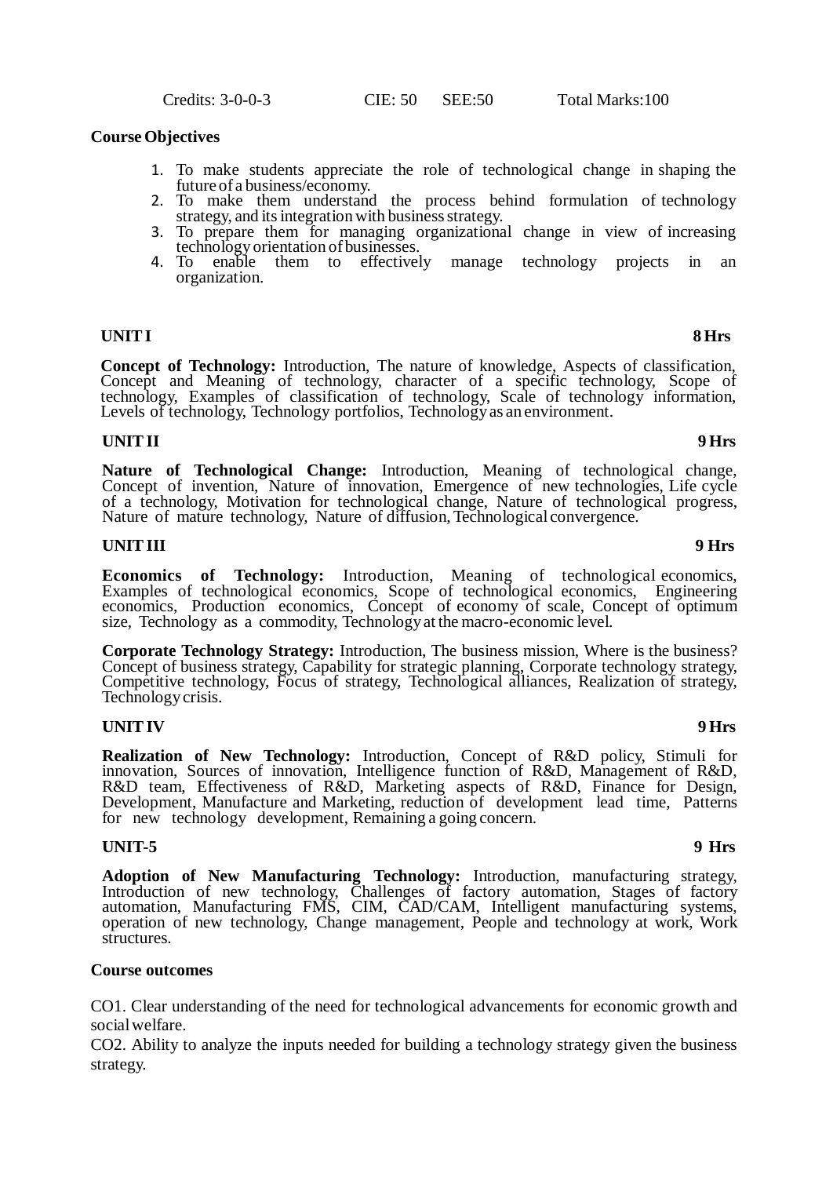Credits: 3-0-0-3 CIE: 50 SEE:50 Total Marks:100

**Course Objectives**

1. To make students appreciate the role of technological change in shaping the future of a business/economy.
2. To make them understand the process behind formulation of technology strategy, and its integration with business strategy.
3. To prepare them for managing organizational change in view of increasing technology orientation of businesses.
4. To enable them to effectively manage technology projects in an organization.

**UNIT I** **8 Hrs**

**Concept of Technology:** Introduction, The nature of knowledge, Aspects of classification, Concept and Meaning of technology, character of a specific technology, Scope of technology, Examples of classification of technology, Scale of technology information, Levels of technology, Technology portfolios, Technology as an environment.

**UNIT II** **9 Hrs**

**Nature of Technological Change:** Introduction, Meaning of technological change, Concept of invention, Nature of innovation, Emergence of new technologies, Life cycle of a technology, Motivation for technological change, Nature of technological progress, Nature of mature technology, Nature of diffusion, Technological convergence.

**UNIT III** **9 Hrs**

**Economics of Technology:** Introduction, Meaning of technological economics, Examples of technological economics, Scope of technological economics, Engineering economics, Production economics, Concept of economy of scale, Concept of optimum size, Technology as a commodity, Technology at the macro-economic level.

**Corporate Technology Strategy:** Introduction, The business mission, Where is the business? Concept of business strategy, Capability for strategic planning, Corporate technology strategy, Competitive technology, Focus of strategy, Technological alliances, Realization of strategy, Technology crisis.

**UNIT IV** **9 Hrs**

**Realization of New Technology:** Introduction, Concept of R&D policy, Stimuli for innovation, Sources of innovation, Intelligence function of R&D, Management of R&D, R&D team, Effectiveness of R&D, Marketing aspects of R&D, Finance for Design, Development, Manufacture and Marketing, reduction of development lead time, Patterns for new technology development, Remaining a going concern.

**UNIT-5** **9 Hrs**

**Adoption of New Manufacturing Technology:** Introduction, manufacturing strategy, Introduction of new technology, Challenges of factory automation, Stages of factory automation, Manufacturing FMS, CIM, CAD/CAM, Intelligent manufacturing systems, operation of new technology, Change management, People and technology at work, Work structures.

**Course outcomes**

CO1. Clear understanding of the need for technological advancements for economic growth and social welfare.

CO2. Ability to analyze the inputs needed for building a technology strategy given the business strategy.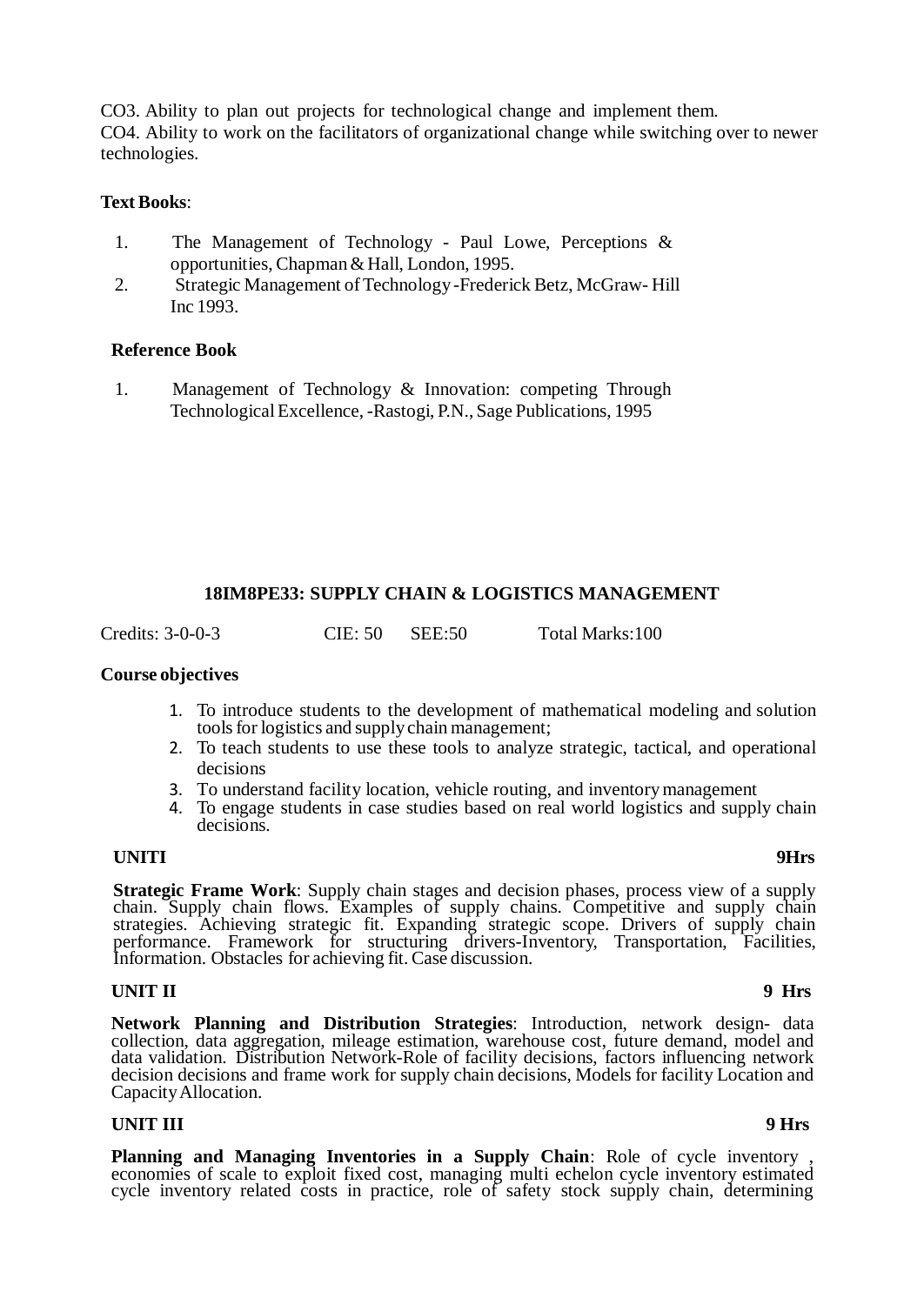CO3. Ability to plan out projects for technological change and implement them.
CO4. Ability to work on the facilitators of organizational change while switching over to newer technologies.

**Text Books**:

1. The Management of Technology - Paul Lowe, Perceptions & opportunities, Chapman & Hall, London, 1995.
2. Strategic Management of Technology -Frederick Betz, McGraw- Hill Inc 1993.

**Reference Book**

1. Management of Technology & Innovation: competing Through Technological Excellence, -Rastogi, P.N., Sage Publications, 1995

## 18IM8PE33: SUPPLY CHAIN & LOGISTICS MANAGEMENT

Credits: 3-0-0-3 CIE: 50 SEE:50 Total Marks:100

**Course objectives**

1. To introduce students to the development of mathematical modeling and solution tools for logistics and supply chain management;
2. To teach students to use these tools to analyze strategic, tactical, and operational decisions
3. To understand facility location, vehicle routing, and inventory management
4. To engage students in case studies based on real world logistics and supply chain decisions.

**UNITI** **9Hrs**

**Strategic Frame Work**: Supply chain stages and decision phases, process view of a supply chain. Supply chain flows. Examples of supply chains. Competitive and supply chain strategies. Achieving strategic fit. Expanding strategic scope. Drivers of supply chain performance. Framework for structuring drivers-Inventory, Transportation, Facilities, Information. Obstacles for achieving fit. Case discussion.

**UNIT II** **9 Hrs**

**Network Planning and Distribution Strategies**: Introduction, network design- data collection, data aggregation, mileage estimation, warehouse cost, future demand, model and data validation. Distribution Network-Role of facility decisions, factors influencing network decision decisions and frame work for supply chain decisions, Models for facility Location and Capacity Allocation.

**UNIT III** **9 Hrs**

**Planning and Managing Inventories in a Supply Chain**: Role of cycle inventory , economies of scale to exploit fixed cost, managing multi echelon cycle inventory estimated cycle inventory related costs in practice, role of safety stock supply chain, determining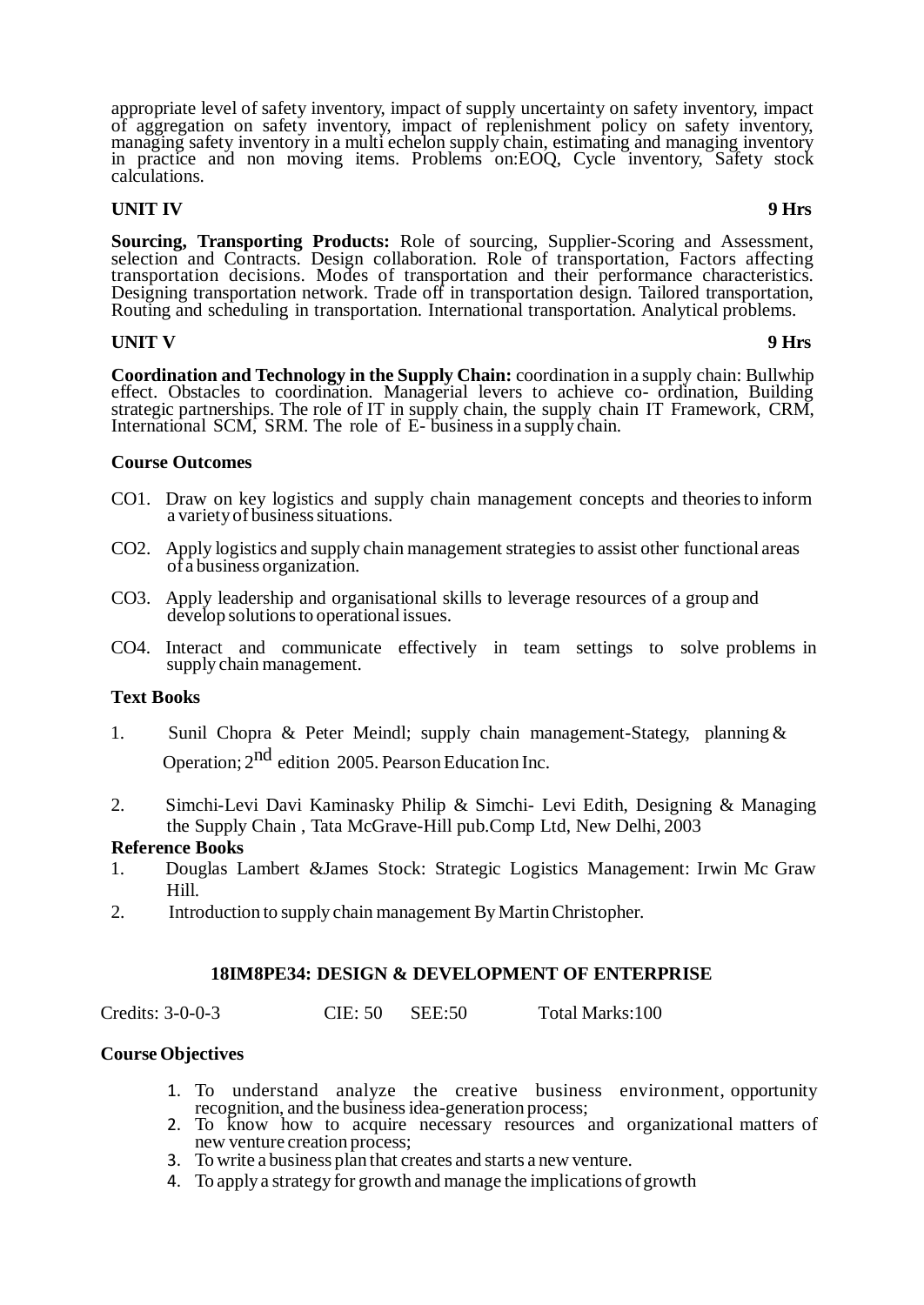appropriate level of safety inventory, impact of supply uncertainty on safety inventory, impact of aggregation on safety inventory, impact of replenishment policy on safety inventory, managing safety inventory in a multi echelon supply chain, estimating and managing inventory in practice and non moving items. Problems on:EOQ, Cycle inventory, Safety stock calculations.

**UNIT IV** **9 Hrs**

**Sourcing, Transporting Products:** Role of sourcing, Supplier-Scoring and Assessment, selection and Contracts. Design collaboration. Role of transportation, Factors affecting transportation decisions. Modes of transportation and their performance characteristics. Designing transportation network. Trade off in transportation design. Tailored transportation, Routing and scheduling in transportation. International transportation. Analytical problems.

**UNIT V** **9 Hrs**

**Coordination and Technology in the Supply Chain:** coordination in a supply chain: Bullwhip effect. Obstacles to coordination. Managerial levers to achieve co- ordination, Building strategic partnerships. The role of IT in supply chain, the supply chain IT Framework, CRM, International SCM, SRM. The role of E- business in a supply chain.

**Course Outcomes**

CO1. Draw on key logistics and supply chain management concepts and theories to inform a variety of business situations.

CO2. Apply logistics and supply chain management strategies to assist other functional areas of a business organization.

CO3. Apply leadership and organisational skills to leverage resources of a group and develop solutions to operational issues.

CO4. Interact and communicate effectively in team settings to solve problems in supply chain management.

**Text Books**

1. Sunil Chopra & Peter Meindl; supply chain management-Stategy, planning & Operation; 2nd edition 2005. Pearson Education Inc.
2. Simchi-Levi Davi Kaminasky Philip & Simchi- Levi Edith, Designing & Managing the Supply Chain , Tata McGrave-Hill pub.Comp Ltd, New Delhi, 2003

**Reference Books**

1. Douglas Lambert &James Stock: Strategic Logistics Management: Irwin Mc Graw Hill.
2. Introduction to supply chain management By Martin Christopher.

## 18IM8PE34: DESIGN & DEVELOPMENT OF ENTERPRISE

Credits: 3-0-0-3 CIE: 50 SEE:50 Total Marks:100

**Course Objectives**

1. To understand analyze the creative business environment, opportunity recognition, and the business idea-generation process;
2. To know how to acquire necessary resources and organizational matters of new venture creation process;
3. To write a business plan that creates and starts a new venture.
4. To apply a strategy for growth and manage the implications of growth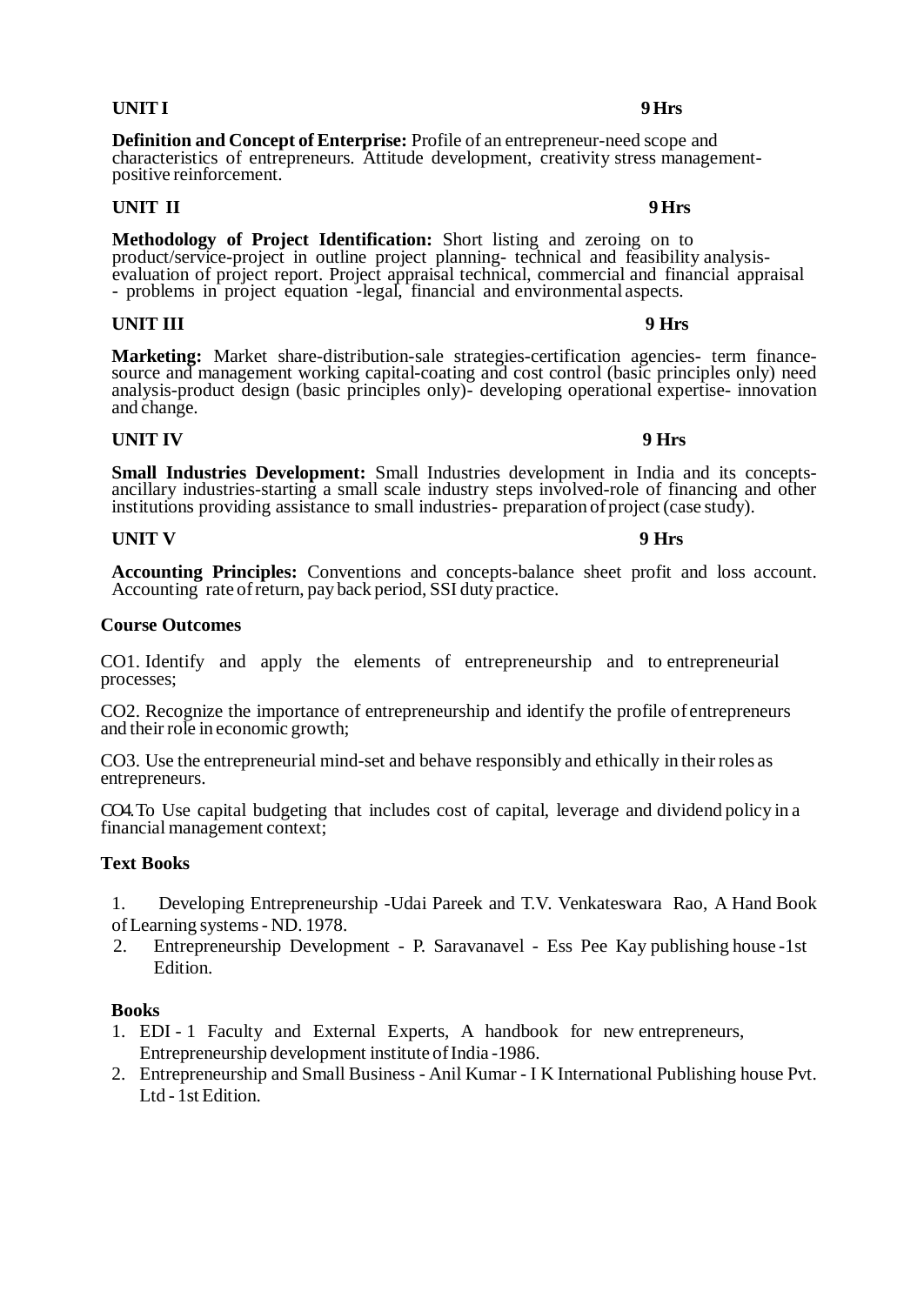**UNIT I** **9 Hrs**

**Definition and Concept of Enterprise:** Profile of an entrepreneur-need scope and characteristics of entrepreneurs. Attitude development, creativity stress management-positive reinforcement.

**UNIT II** **9 Hrs**

**Methodology of Project Identification:** Short listing and zeroing on to product/service-project in outline project planning- technical and feasibility analysis-evaluation of project report. Project appraisal technical, commercial and financial appraisal - problems in project equation -legal, financial and environmental aspects.

**UNIT III** **9 Hrs**

**Marketing:** Market share-distribution-sale strategies-certification agencies- term finance-source and management working capital-coating and cost control (basic principles only) need analysis-product design (basic principles only)- developing operational expertise- innovation and change.

**UNIT IV** **9 Hrs**

**Small Industries Development:** Small Industries development in India and its concepts-ancillary industries-starting a small scale industry steps involved-role of financing and other institutions providing assistance to small industries- preparation of project (case study).

**UNIT V** **9 Hrs**

**Accounting Principles:** Conventions and concepts-balance sheet profit and loss account. Accounting rate of return, pay back period, SSI duty practice.

**Course Outcomes**

CO1. Identify and apply the elements of entrepreneurship and to entrepreneurial processes;

CO2. Recognize the importance of entrepreneurship and identify the profile of entrepreneurs and their role in economic growth;

CO3. Use the entrepreneurial mind-set and behave responsibly and ethically in their roles as entrepreneurs.

CO4. To Use capital budgeting that includes cost of capital, leverage and dividend policy in a financial management context;

**Text Books**

1. Developing Entrepreneurship -Udai Pareek and T.V. Venkateswara Rao, A Hand Book of Learning systems - ND. 1978.
2. Entrepreneurship Development - P. Saravanavel - Ess Pee Kay publishing house -1st Edition.

**Books**

1. EDI - 1 Faculty and External Experts, A handbook for new entrepreneurs, Entrepreneurship development institute of India -1986.
2. Entrepreneurship and Small Business - Anil Kumar - I K International Publishing house Pvt. Ltd - 1st Edition.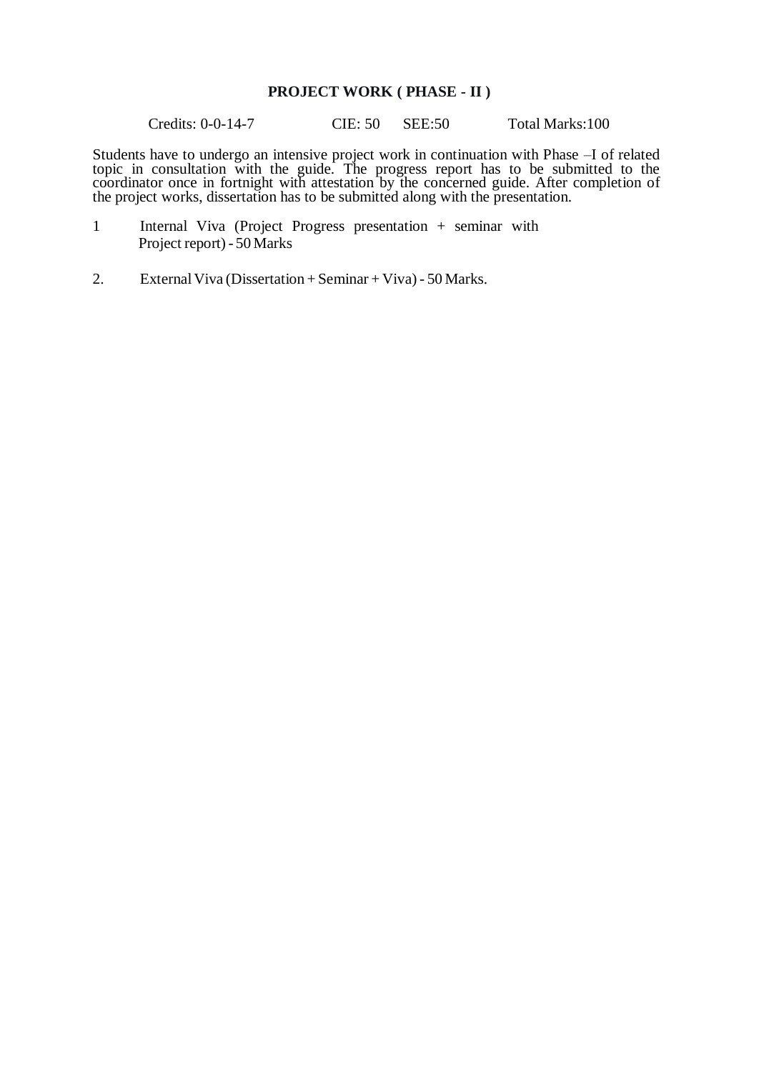## PROJECT WORK ( PHASE - II )

Credits: 0-0-14-7 CIE: 50 SEE:50 Total Marks:100

Students have to undergo an intensive project work in continuation with Phase –I of related topic in consultation with the guide. The progress report has to be submitted to the coordinator once in fortnight with attestation by the concerned guide. After completion of the project works, dissertation has to be submitted along with the presentation.

1 Internal Viva (Project Progress presentation + seminar with Project report) - 50 Marks

2. External Viva (Dissertation + Seminar + Viva) - 50 Marks.